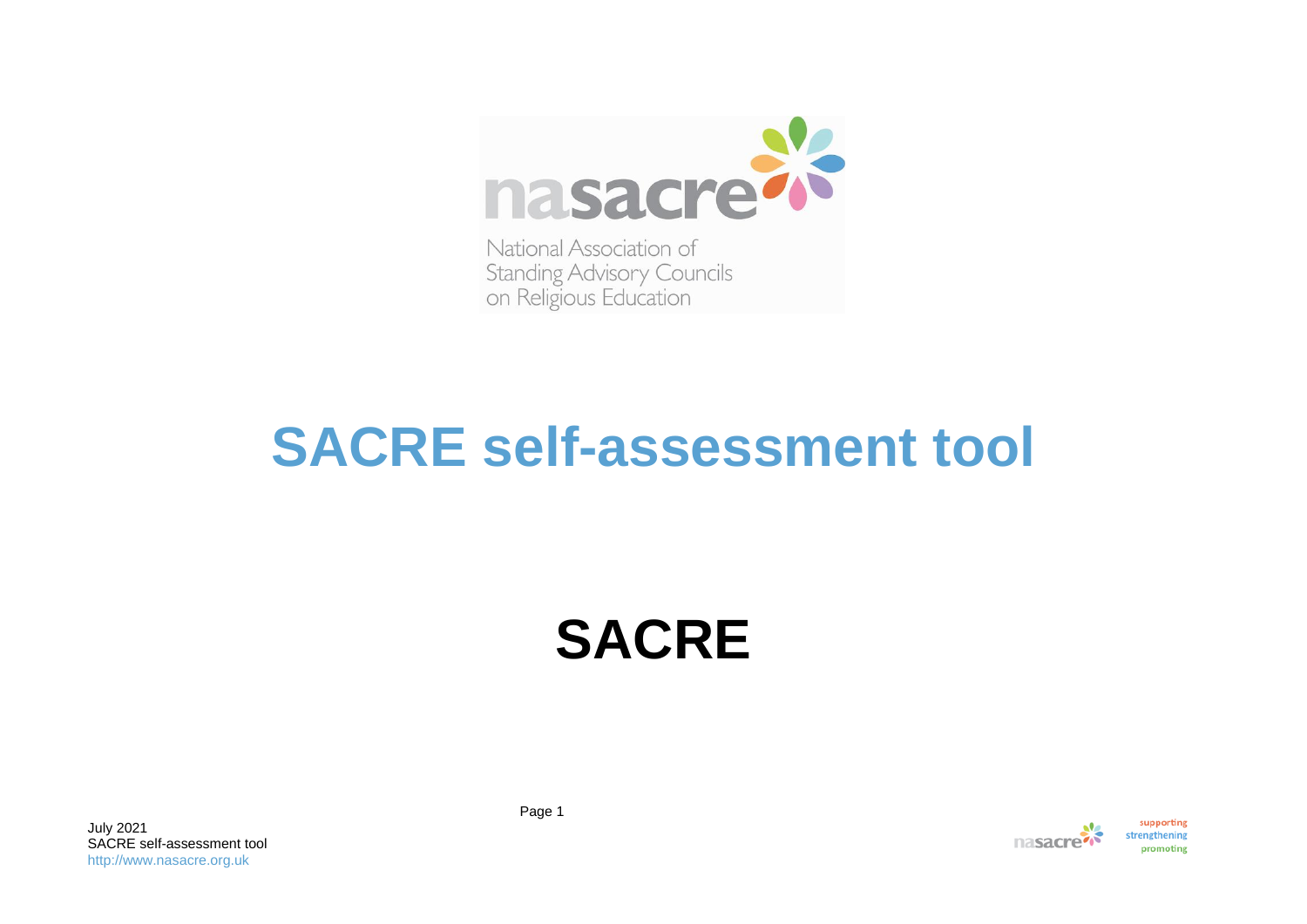nasacre

National Association of Standing Advisory Councils on Religious Education

# SACRE self-assessment tool

# SACRE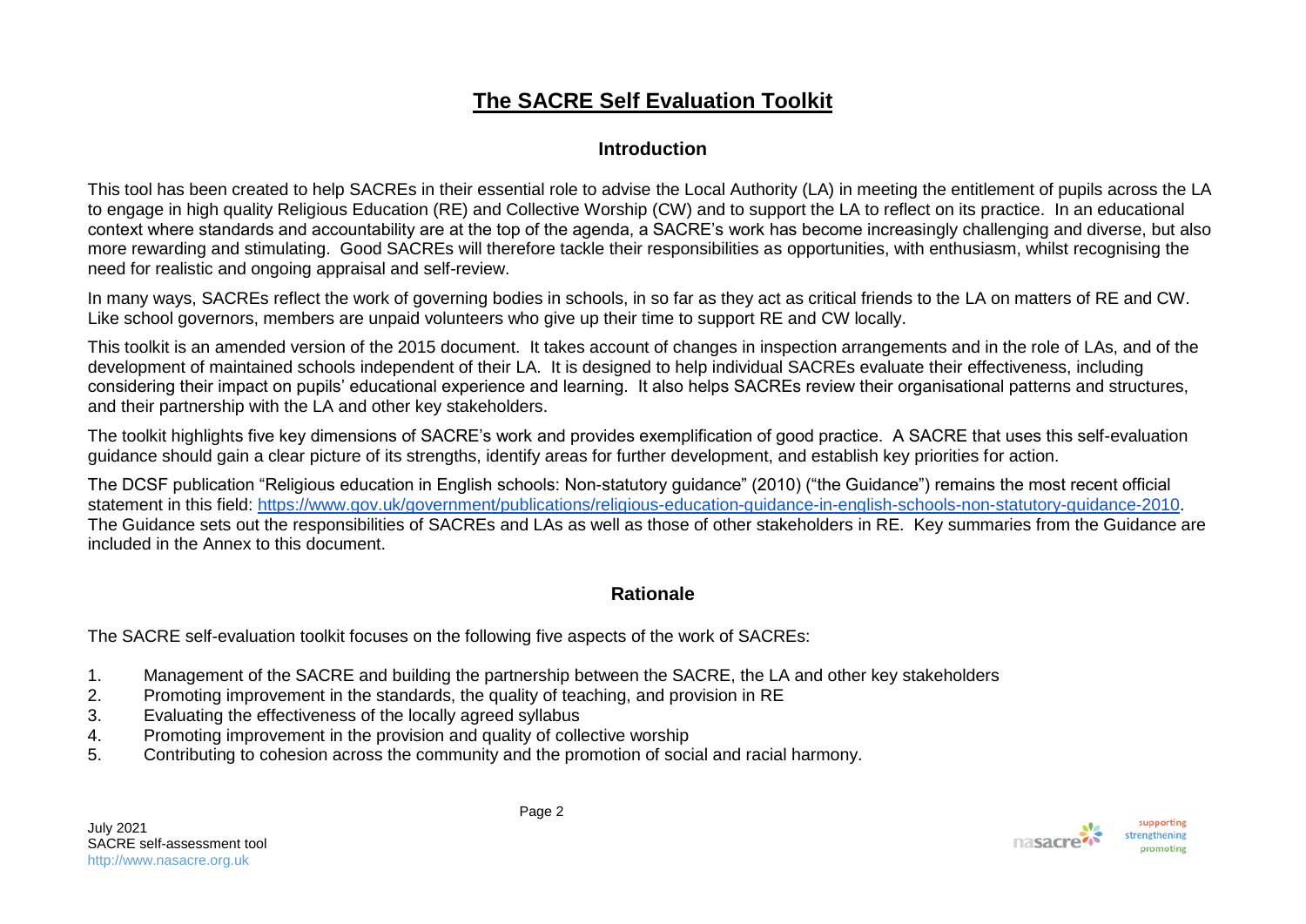# The SACRE Self Evaluation Toolkit

## Introduction

This tool has been created to help SACREs in their essential role to advise the Local Authority (LA) in meeting the entitlement of pupils across the LA to engage in high quality Religious Education (RE) and Collective Worship (CW) and to support the LA to reflect on its practice. In an educational context where standards and accountability are at the top of the agenda, a SACRE's work has become increasingly challenging and diverse, but also more rewarding and stimulating. Good SACREs will therefore tackle their responsibilities as opportunities, with enthusiasm, whilst recognising the need for realistic and ongoing appraisal and self-review.

In many ways, SACREs reflect the work of governing bodies in schools, in so far as they act as critical friends to the LA on matters of RE and CW. Like school governors, members are unpaid volunteers who give up their time to support RE and CW locally.

This toolkit is an amended version of the 2015 document. It takes account of changes in inspection arrangements and in the role of LAs, and of the development of maintained schools independent of their LA. It is designed to help individual SACREs evaluate their effectiveness, including considering their impact on pupils' educational experience and learning. It also helps SACREs review their organisational patterns and structures, and their partnership with the LA and other key stakeholders.

The toolkit highlights five key dimensions of SACRE's work and provides exemplification of good practice. A SACRE that uses this self-evaluation guidance should gain a clear picture of its strengths, identify areas for further development, and establish key priorities for action.

The DCSF publication "Religious education in English schools: Non-statutory guidance" (2010) ("the Guidance") remains the most recent official statement in this field: https://www.gov.uk/government/publications/religious-education-guidance-in-english-schools-non-statutory-guidance-2010. The Guidance sets out the responsibilities of SACREs and LAs as well as those of other stakeholders in RE. Key summaries from the Guidance are included in the Annex to this document.

## Rationale

The SACRE self-evaluation toolkit focuses on the following five aspects of the work of SACREs:

1. Management of the SACRE and building the partnership between the SACRE, the LA and other key stakeholders
2. Promoting improvement in the standards, the quality of teaching, and provision in RE
3. Evaluating the effectiveness of the locally agreed syllabus
4. Promoting improvement in the provision and quality of collective worship
5. Contributing to cohesion across the community and the promotion of social and racial harmony.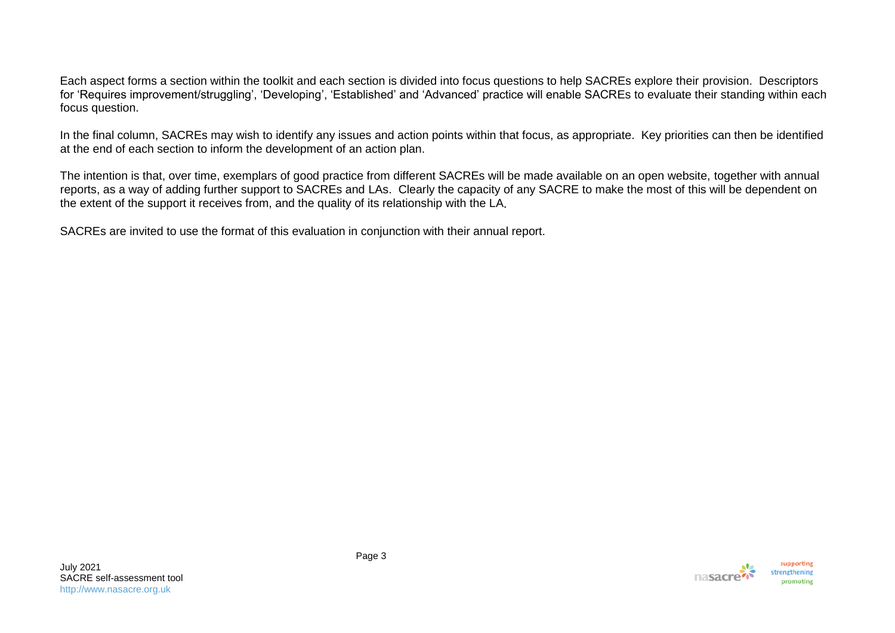Each aspect forms a section within the toolkit and each section is divided into focus questions to help SACREs explore their provision. Descriptors for 'Requires improvement/struggling', 'Developing', 'Established' and 'Advanced' practice will enable SACREs to evaluate their standing within each focus question.

In the final column, SACREs may wish to identify any issues and action points within that focus, as appropriate. Key priorities can then be identified at the end of each section to inform the development of an action plan.

The intention is that, over time, exemplars of good practice from different SACREs will be made available on an open website, together with annual reports, as a way of adding further support to SACREs and LAs. Clearly the capacity of any SACRE to make the most of this will be dependent on the extent of the support it receives from, and the quality of its relationship with the LA.

SACREs are invited to use the format of this evaluation in conjunction with their annual report.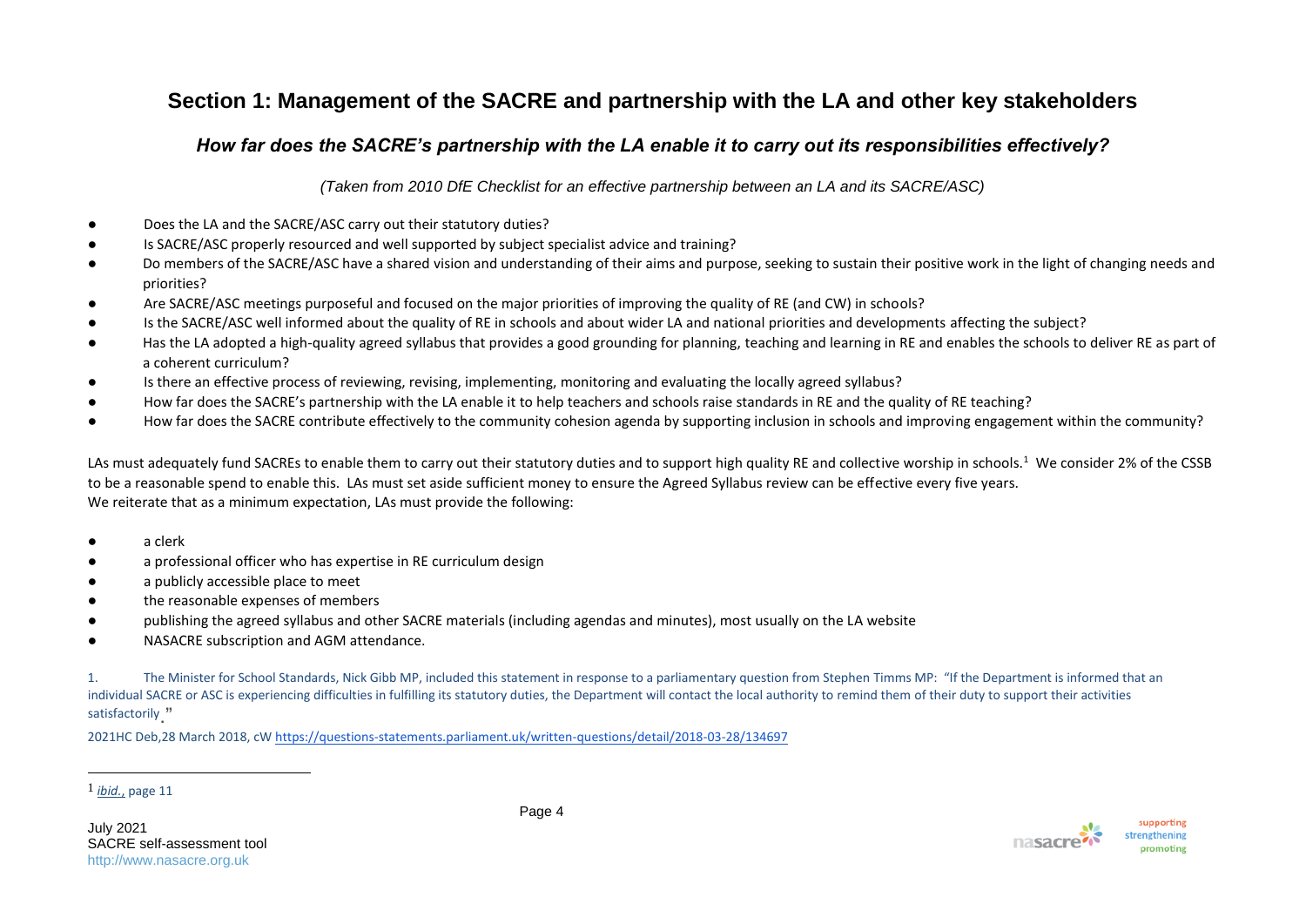# Section 1: Management of the SACRE and partnership with the LA and other key stakeholders

## *How far does the SACRE's partnership with the LA enable it to carry out its responsibilities effectively?*

*(Taken from 2010 DfE Checklist for an effective partnership between an LA and its SACRE/ASC)*

- Does the LA and the SACRE/ASC carry out their statutory duties?
- Is SACRE/ASC properly resourced and well supported by subject specialist advice and training?
- Do members of the SACRE/ASC have a shared vision and understanding of their aims and purpose, seeking to sustain their positive work in the light of changing needs and priorities?
- Are SACRE/ASC meetings purposeful and focused on the major priorities of improving the quality of RE (and CW) in schools?
- Is the SACRE/ASC well informed about the quality of RE in schools and about wider LA and national priorities and developments affecting the subject?
- Has the LA adopted a high-quality agreed syllabus that provides a good grounding for planning, teaching and learning in RE and enables the schools to deliver RE as part of a coherent curriculum?
- Is there an effective process of reviewing, revising, implementing, monitoring and evaluating the locally agreed syllabus?
- How far does the SACRE's partnership with the LA enable it to help teachers and schools raise standards in RE and the quality of RE teaching?
- How far does the SACRE contribute effectively to the community cohesion agenda by supporting inclusion in schools and improving engagement within the community?

LAs must adequately fund SACREs to enable them to carry out their statutory duties and to support high quality RE and collective worship in schools.[1] We consider 2% of the CSSB to be a reasonable spend to enable this. LAs must set aside sufficient money to ensure the Agreed Syllabus review can be effective every five years.
We reiterate that as a minimum expectation, LAs must provide the following:

- a clerk
- a professional officer who has expertise in RE curriculum design
- a publicly accessible place to meet
- the reasonable expenses of members
- publishing the agreed syllabus and other SACRE materials (including agendas and minutes), most usually on the LA website
- NASACRE subscription and AGM attendance.

1. The Minister for School Standards, Nick Gibb MP, included this statement in response to a parliamentary question from Stephen Timms MP: "If the Department is informed that an individual SACRE or ASC is experiencing difficulties in fulfilling its statutory duties, the Department will contact the local authority to remind them of their duty to support their activities satisfactorily."

2021HC Deb,28 March 2018, cW https://questions-statements.parliament.uk/written-questions/detail/2018-03-28/134697

[1] *ibid.,* page 11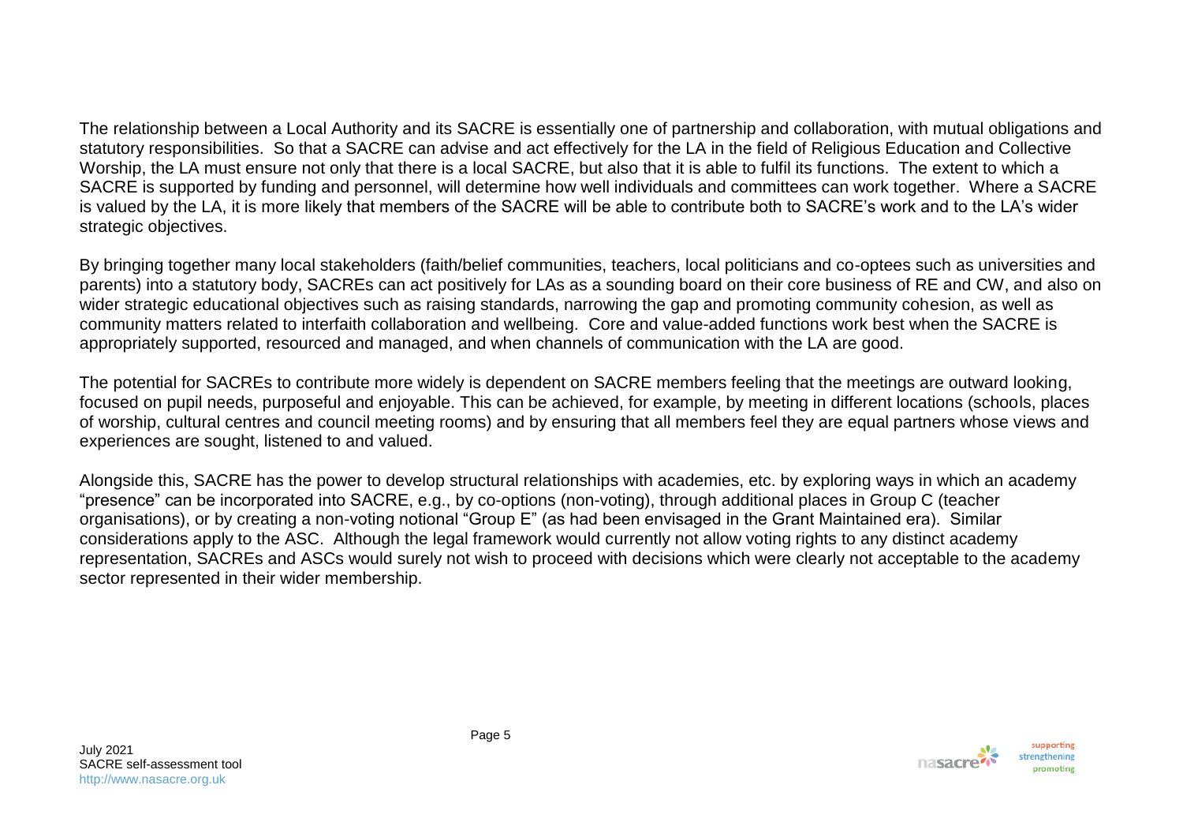The relationship between a Local Authority and its SACRE is essentially one of partnership and collaboration, with mutual obligations and statutory responsibilities. So that a SACRE can advise and act effectively for the LA in the field of Religious Education and Collective Worship, the LA must ensure not only that there is a local SACRE, but also that it is able to fulfil its functions. The extent to which a SACRE is supported by funding and personnel, will determine how well individuals and committees can work together. Where a SACRE is valued by the LA, it is more likely that members of the SACRE will be able to contribute both to SACRE's work and to the LA's wider strategic objectives.

By bringing together many local stakeholders (faith/belief communities, teachers, local politicians and co-optees such as universities and parents) into a statutory body, SACREs can act positively for LAs as a sounding board on their core business of RE and CW, and also on wider strategic educational objectives such as raising standards, narrowing the gap and promoting community cohesion, as well as community matters related to interfaith collaboration and wellbeing. Core and value-added functions work best when the SACRE is appropriately supported, resourced and managed, and when channels of communication with the LA are good.

The potential for SACREs to contribute more widely is dependent on SACRE members feeling that the meetings are outward looking, focused on pupil needs, purposeful and enjoyable. This can be achieved, for example, by meeting in different locations (schools, places of worship, cultural centres and council meeting rooms) and by ensuring that all members feel they are equal partners whose views and experiences are sought, listened to and valued.

Alongside this, SACRE has the power to develop structural relationships with academies, etc. by exploring ways in which an academy "presence" can be incorporated into SACRE, e.g., by co-options (non-voting), through additional places in Group C (teacher organisations), or by creating a non-voting notional "Group E" (as had been envisaged in the Grant Maintained era). Similar considerations apply to the ASC. Although the legal framework would currently not allow voting rights to any distinct academy representation, SACREs and ASCs would surely not wish to proceed with decisions which were clearly not acceptable to the academy sector represented in their wider membership.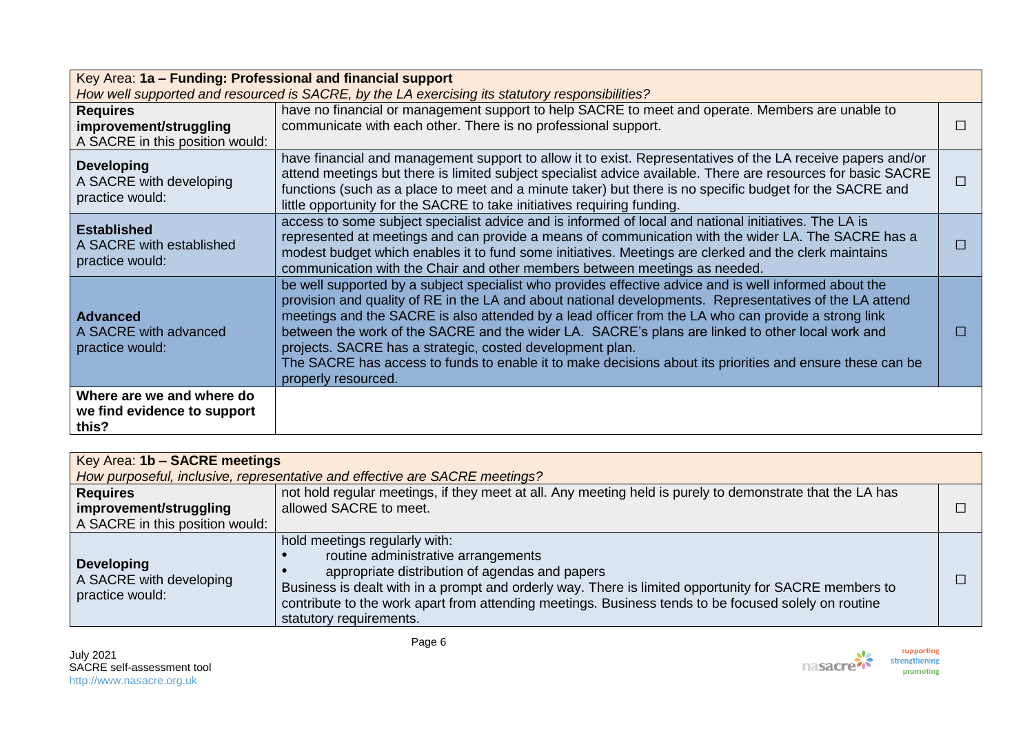| Key Area: **1a – Funding: Professional and financial support**<br>*How well supported and resourced is SACRE, by the LA exercising its statutory responsibilities?* | | |
|---|---|---|
| **Requires improvement/struggling**<br>A SACRE in this position would: | have no financial or management support to help SACRE to meet and operate. Members are unable to communicate with each other. There is no professional support. | ☐ |
| **Developing**<br>A SACRE with developing practice would: | have financial and management support to allow it to exist. Representatives of the LA receive papers and/or attend meetings but there is limited subject specialist advice available. There are resources for basic SACRE functions (such as a place to meet and a minute taker) but there is no specific budget for the SACRE and little opportunity for the SACRE to take initiatives requiring funding. | ☐ |
| **Established**<br>A SACRE with established practice would: | access to some subject specialist advice and is informed of local and national initiatives. The LA is represented at meetings and can provide a means of communication with the wider LA. The SACRE has a modest budget which enables it to fund some initiatives. Meetings are clerked and the clerk maintains communication with the Chair and other members between meetings as needed. | ☐ |
| **Advanced**<br>A SACRE with advanced practice would: | be well supported by a subject specialist who provides effective advice and is well informed about the provision and quality of RE in the LA and about national developments. Representatives of the LA attend meetings and the SACRE is also attended by a lead officer from the LA who can provide a strong link between the work of the SACRE and the wider LA. SACRE's plans are linked to other local work and projects. SACRE has a strategic, costed development plan.<br>The SACRE has access to funds to enable it to make decisions about its priorities and ensure these can be properly resourced. | ☐ |
| **Where are we and where do we find evidence to support this?** | | |

| Key Area: **1b – SACRE meetings**<br>*How purposeful, inclusive, representative and effective are SACRE meetings?* | | |
|---|---|---|
| **Requires improvement/struggling**<br>A SACRE in this position would: | not hold regular meetings, if they meet at all. Any meeting held is purely to demonstrate that the LA has allowed SACRE to meet. | ☐ |
| **Developing**<br>A SACRE with developing practice would: | hold meetings regularly with:<br>• routine administrative arrangements<br>• appropriate distribution of agendas and papers<br>Business is dealt with in a prompt and orderly way. There is limited opportunity for SACRE members to contribute to the work apart from attending meetings. Business tends to be focused solely on routine statutory requirements. | ☐ |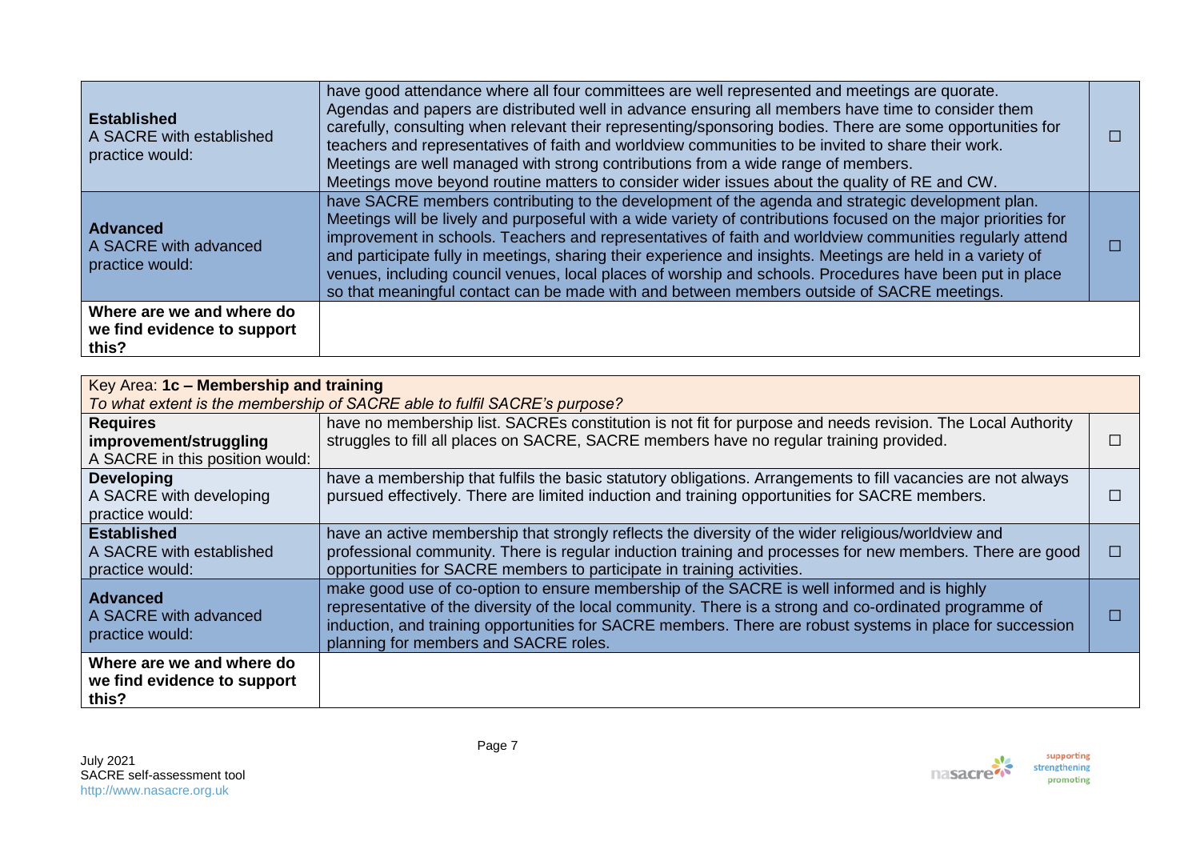| | | |
|---|---|---|
| **Established**<br>A SACRE with established practice would: | have good attendance where all four committees are well represented and meetings are quorate. Agendas and papers are distributed well in advance ensuring all members have time to consider them carefully, consulting when relevant their representing/sponsoring bodies. There are some opportunities for teachers and representatives of faith and worldview communities to be invited to share their work. Meetings are well managed with strong contributions from a wide range of members. Meetings move beyond routine matters to consider wider issues about the quality of RE and CW. | ☐ |
| **Advanced**<br>A SACRE with advanced practice would: | have SACRE members contributing to the development of the agenda and strategic development plan. Meetings will be lively and purposeful with a wide variety of contributions focused on the major priorities for improvement in schools. Teachers and representatives of faith and worldview communities regularly attend and participate fully in meetings, sharing their experience and insights. Meetings are held in a variety of venues, including council venues, local places of worship and schools. Procedures have been put in place so that meaningful contact can be made with and between members outside of SACRE meetings. | ☐ |
| **Where are we and where do we find evidence to support this?** | | |

| Key Area: **1c – Membership and training**<br>*To what extent is the membership of SACRE able to fulfil SACRE's purpose?* | | |
|---|---|---|
| **Requires improvement/struggling**<br>A SACRE in this position would: | have no membership list. SACREs constitution is not fit for purpose and needs revision. The Local Authority struggles to fill all places on SACRE, SACRE members have no regular training provided. | ☐ |
| **Developing**<br>A SACRE with developing practice would: | have a membership that fulfils the basic statutory obligations. Arrangements to fill vacancies are not always pursued effectively. There are limited induction and training opportunities for SACRE members. | ☐ |
| **Established**<br>A SACRE with established practice would: | have an active membership that strongly reflects the diversity of the wider religious/worldview and professional community. There is regular induction training and processes for new members. There are good opportunities for SACRE members to participate in training activities. | ☐ |
| **Advanced**<br>A SACRE with advanced practice would: | make good use of co-option to ensure membership of the SACRE is well informed and is highly representative of the diversity of the local community. There is a strong and co-ordinated programme of induction, and training opportunities for SACRE members. There are robust systems in place for succession planning for members and SACRE roles. | ☐ |
| **Where are we and where do we find evidence to support this?** | | |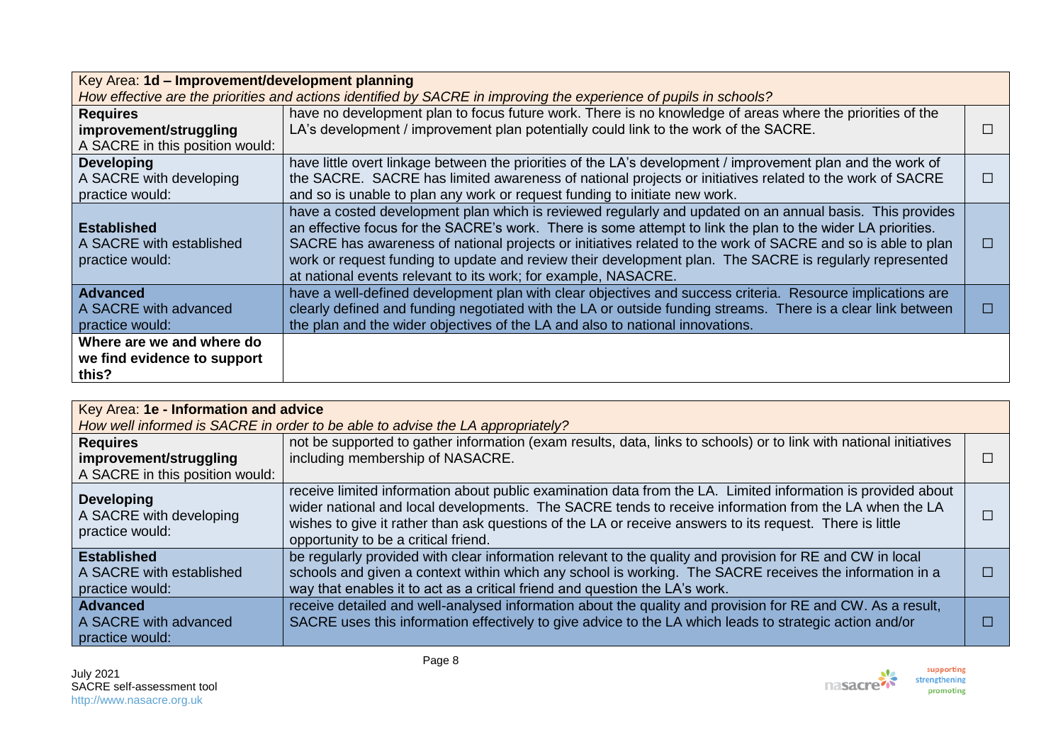| Key Area: **1d – Improvement/development planning**<br>*How effective are the priorities and actions identified by SACRE in improving the experience of pupils in schools?* | | |
|---|---|---|
| **Requires improvement/struggling**<br>A SACRE in this position would: | have no development plan to focus future work. There is no knowledge of areas where the priorities of the LA's development / improvement plan potentially could link to the work of the SACRE. | ☐ |
| **Developing**<br>A SACRE with developing practice would: | have little overt linkage between the priorities of the LA's development / improvement plan and the work of the SACRE. SACRE has limited awareness of national projects or initiatives related to the work of SACRE and so is unable to plan any work or request funding to initiate new work. | ☐ |
| **Established**<br>A SACRE with established practice would: | have a costed development plan which is reviewed regularly and updated on an annual basis. This provides an effective focus for the SACRE's work. There is some attempt to link the plan to the wider LA priorities. SACRE has awareness of national projects or initiatives related to the work of SACRE and so is able to plan work or request funding to update and review their development plan. The SACRE is regularly represented at national events relevant to its work; for example, NASACRE. | ☐ |
| **Advanced**<br>A SACRE with advanced practice would: | have a well-defined development plan with clear objectives and success criteria. Resource implications are clearly defined and funding negotiated with the LA or outside funding streams. There is a clear link between the plan and the wider objectives of the LA and also to national innovations. | ☐ |
| **Where are we and where do we find evidence to support this?** | | |

| Key Area: **1e - Information and advice**<br>*How well informed is SACRE in order to be able to advise the LA appropriately?* | | |
|---|---|---|
| **Requires improvement/struggling**<br>A SACRE in this position would: | not be supported to gather information (exam results, data, links to schools) or to link with national initiatives including membership of NASACRE. | ☐ |
| **Developing**<br>A SACRE with developing practice would: | receive limited information about public examination data from the LA. Limited information is provided about wider national and local developments. The SACRE tends to receive information from the LA when the LA wishes to give it rather than ask questions of the LA or receive answers to its request. There is little opportunity to be a critical friend. | ☐ |
| **Established**<br>A SACRE with established practice would: | be regularly provided with clear information relevant to the quality and provision for RE and CW in local schools and given a context within which any school is working. The SACRE receives the information in a way that enables it to act as a critical friend and question the LA's work. | ☐ |
| **Advanced**<br>A SACRE with advanced practice would: | receive detailed and well-analysed information about the quality and provision for RE and CW. As a result, SACRE uses this information effectively to give advice to the LA which leads to strategic action and/or | ☐ |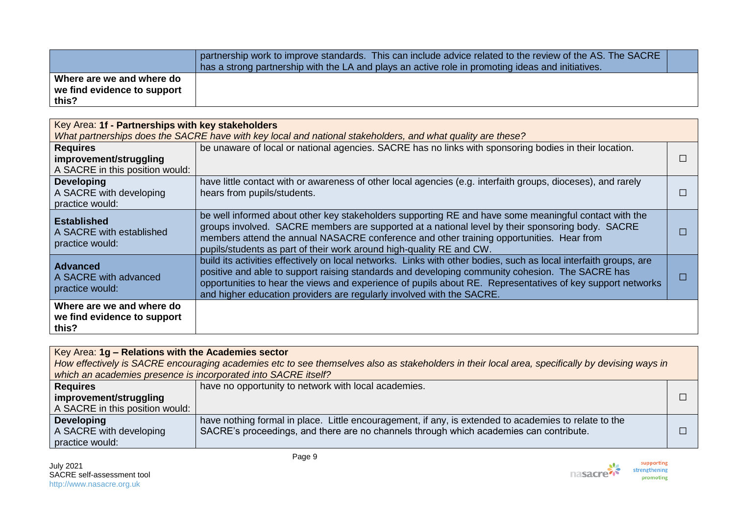| | | |
|---|---|---|
| | partnership work to improve standards. This can include advice related to the review of the AS. The SACRE has a strong partnership with the LA and plays an active role in promoting ideas and initiatives. | |
| **Where are we and where do we find evidence to support this?** | | |

| Key Area: **1f - Partnerships with key stakeholders** *What partnerships does the SACRE have with key local and national stakeholders, and what quality are these?* | | |
|---|---|---|
| **Requires improvement/struggling** A SACRE in this position would: | be unaware of local or national agencies. SACRE has no links with sponsoring bodies in their location. | ☐ |
| **Developing** A SACRE with developing practice would: | have little contact with or awareness of other local agencies (e.g. interfaith groups, dioceses), and rarely hears from pupils/students. | ☐ |
| **Established** A SACRE with established practice would: | be well informed about other key stakeholders supporting RE and have some meaningful contact with the groups involved. SACRE members are supported at a national level by their sponsoring body. SACRE members attend the annual NASACRE conference and other training opportunities. Hear from pupils/students as part of their work around high-quality RE and CW. | ☐ |
| **Advanced** A SACRE with advanced practice would: | build its activities effectively on local networks. Links with other bodies, such as local interfaith groups, are positive and able to support raising standards and developing community cohesion. The SACRE has opportunities to hear the views and experience of pupils about RE. Representatives of key support networks and higher education providers are regularly involved with the SACRE. | ☐ |
| **Where are we and where do we find evidence to support this?** | | |

| Key Area: **1g – Relations with the Academies sector** *How effectively is SACRE encouraging academies etc to see themselves also as stakeholders in their local area, specifically by devising ways in which an academies presence is incorporated into SACRE itself?* | | |
|---|---|---|
| **Requires improvement/struggling** A SACRE in this position would: | have no opportunity to network with local academies. | ☐ |
| **Developing** A SACRE with developing practice would: | have nothing formal in place. Little encouragement, if any, is extended to academies to relate to the SACRE's proceedings, and there are no channels through which academies can contribute. | ☐ |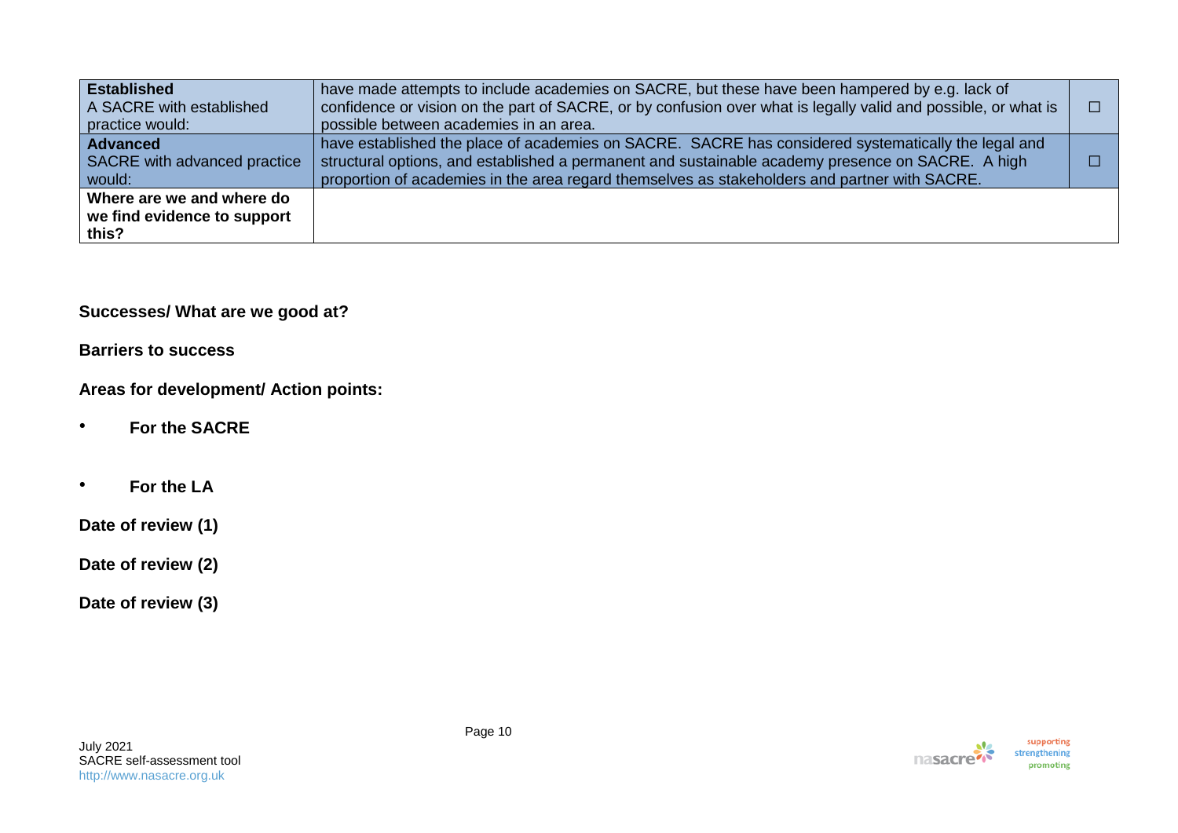| | | |
|---|---|---|
| **Established** A SACRE with established practice would: | have made attempts to include academies on SACRE, but these have been hampered by e.g. lack of confidence or vision on the part of SACRE, or by confusion over what is legally valid and possible, or what is possible between academies in an area. | ☐ |
| **Advanced** SACRE with advanced practice would: | have established the place of academies on SACRE. SACRE has considered systematically the legal and structural options, and established a permanent and sustainable academy presence on SACRE. A high proportion of academies in the area regard themselves as stakeholders and partner with SACRE. | ☐ |
| **Where are we and where do we find evidence to support this?** | | |

**Successes/ What are we good at?**

**Barriers to success**

**Areas for development/ Action points:**

- **For the SACRE**

- **For the LA**

**Date of review (1)**

**Date of review (2)**

**Date of review (3)**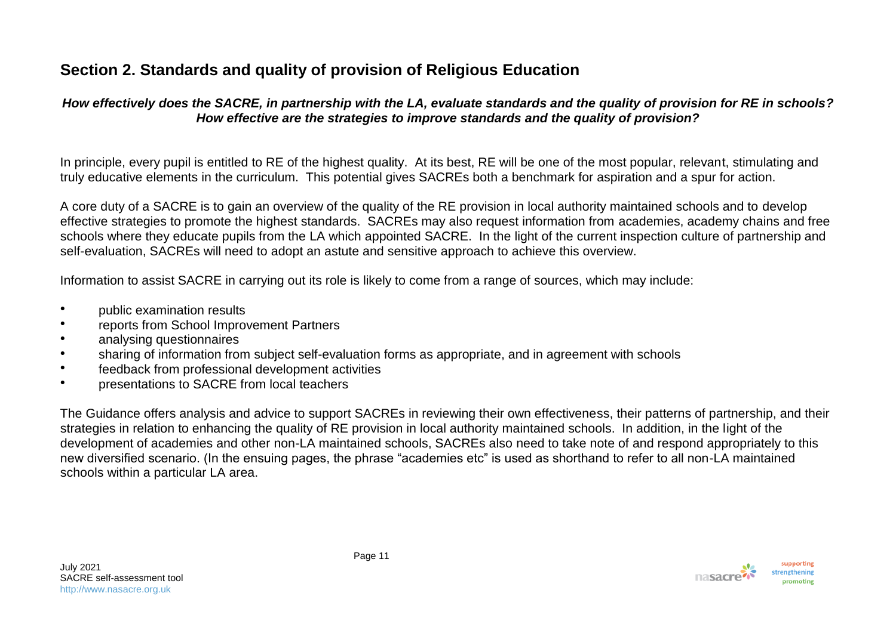## Section 2. Standards and quality of provision of Religious Education

***How effectively does the SACRE, in partnership with the LA, evaluate standards and the quality of provision for RE in schools? How effective are the strategies to improve standards and the quality of provision?***

In principle, every pupil is entitled to RE of the highest quality. At its best, RE will be one of the most popular, relevant, stimulating and truly educative elements in the curriculum. This potential gives SACREs both a benchmark for aspiration and a spur for action.

A core duty of a SACRE is to gain an overview of the quality of the RE provision in local authority maintained schools and to develop effective strategies to promote the highest standards. SACREs may also request information from academies, academy chains and free schools where they educate pupils from the LA which appointed SACRE. In the light of the current inspection culture of partnership and self-evaluation, SACREs will need to adopt an astute and sensitive approach to achieve this overview.

Information to assist SACRE in carrying out its role is likely to come from a range of sources, which may include:

- public examination results
- reports from School Improvement Partners
- analysing questionnaires
- sharing of information from subject self-evaluation forms as appropriate, and in agreement with schools
- feedback from professional development activities
- presentations to SACRE from local teachers

The Guidance offers analysis and advice to support SACREs in reviewing their own effectiveness, their patterns of partnership, and their strategies in relation to enhancing the quality of RE provision in local authority maintained schools. In addition, in the light of the development of academies and other non-LA maintained schools, SACREs also need to take note of and respond appropriately to this new diversified scenario. (In the ensuing pages, the phrase "academies etc" is used as shorthand to refer to all non-LA maintained schools within a particular LA area.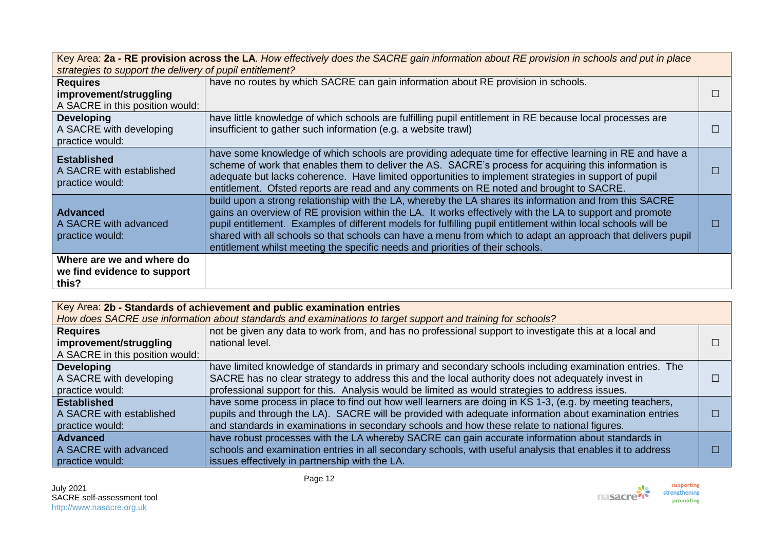| Key Area: **2a - RE provision across the LA**. *How effectively does the SACRE gain information about RE provision in schools and put in place strategies to support the delivery of pupil entitlement?* | | |
|---|---|---|
| **Requires improvement/struggling** A SACRE in this position would: | have no routes by which SACRE can gain information about RE provision in schools. | ☐ |
| **Developing** A SACRE with developing practice would: | have little knowledge of which schools are fulfilling pupil entitlement in RE because local processes are insufficient to gather such information (e.g. a website trawl) | ☐ |
| **Established** A SACRE with established practice would: | have some knowledge of which schools are providing adequate time for effective learning in RE and have a scheme of work that enables them to deliver the AS. SACRE's process for acquiring this information is adequate but lacks coherence. Have limited opportunities to implement strategies in support of pupil entitlement. Ofsted reports are read and any comments on RE noted and brought to SACRE. | ☐ |
| **Advanced** A SACRE with advanced practice would: | build upon a strong relationship with the LA, whereby the LA shares its information and from this SACRE gains an overview of RE provision within the LA. It works effectively with the LA to support and promote pupil entitlement. Examples of different models for fulfilling pupil entitlement within local schools will be shared with all schools so that schools can have a menu from which to adapt an approach that delivers pupil entitlement whilst meeting the specific needs and priorities of their schools. | ☐ |
| **Where are we and where do we find evidence to support this?** | | |

| Key Area: **2b - Standards of achievement and public examination entries** *How does SACRE use information about standards and examinations to target support and training for schools?* | | |
|---|---|---|
| **Requires improvement/struggling** A SACRE in this position would: | not be given any data to work from, and has no professional support to investigate this at a local and national level. | ☐ |
| **Developing** A SACRE with developing practice would: | have limited knowledge of standards in primary and secondary schools including examination entries. The SACRE has no clear strategy to address this and the local authority does not adequately invest in professional support for this. Analysis would be limited as would strategies to address issues. | ☐ |
| **Established** A SACRE with established practice would: | have some process in place to find out how well learners are doing in KS 1-3, (e.g. by meeting teachers, pupils and through the LA). SACRE will be provided with adequate information about examination entries and standards in examinations in secondary schools and how these relate to national figures. | ☐ |
| **Advanced** A SACRE with advanced practice would: | have robust processes with the LA whereby SACRE can gain accurate information about standards in schools and examination entries in all secondary schools, with useful analysis that enables it to address issues effectively in partnership with the LA. | ☐ |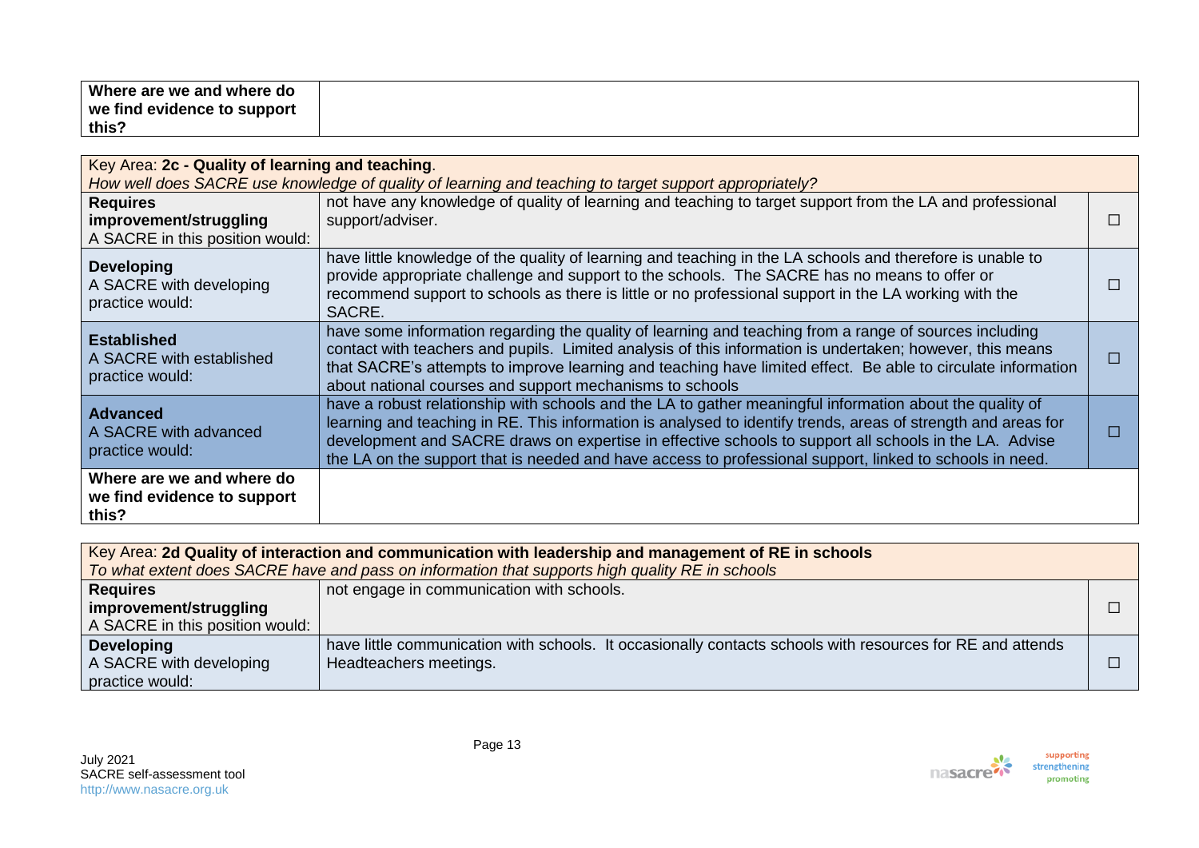| | |
|---|---|
| **Where are we and where do we find evidence to support this?** | |

| Key Area: **2c - Quality of learning and teaching**. *How well does SACRE use knowledge of quality of learning and teaching to target support appropriately?* | | |
|---|---|---|
| **Requires improvement/struggling** A SACRE in this position would: | not have any knowledge of quality of learning and teaching to target support from the LA and professional support/adviser. | ☐ |
| **Developing** A SACRE with developing practice would: | have little knowledge of the quality of learning and teaching in the LA schools and therefore is unable to provide appropriate challenge and support to the schools. The SACRE has no means to offer or recommend support to schools as there is little or no professional support in the LA working with the SACRE. | ☐ |
| **Established** A SACRE with established practice would: | have some information regarding the quality of learning and teaching from a range of sources including contact with teachers and pupils. Limited analysis of this information is undertaken; however, this means that SACRE's attempts to improve learning and teaching have limited effect. Be able to circulate information about national courses and support mechanisms to schools | ☐ |
| **Advanced** A SACRE with advanced practice would: | have a robust relationship with schools and the LA to gather meaningful information about the quality of learning and teaching in RE. This information is analysed to identify trends, areas of strength and areas for development and SACRE draws on expertise in effective schools to support all schools in the LA. Advise the LA on the support that is needed and have access to professional support, linked to schools in need. | ☐ |
| **Where are we and where do we find evidence to support this?** | | |

| Key Area: **2d Quality of interaction and communication with leadership and management of RE in schools** *To what extent does SACRE have and pass on information that supports high quality RE in schools* | | |
|---|---|---|
| **Requires improvement/struggling** A SACRE in this position would: | not engage in communication with schools. | ☐ |
| **Developing** A SACRE with developing practice would: | have little communication with schools. It occasionally contacts schools with resources for RE and attends Headteachers meetings. | ☐ |

July 2021
SACRE self-assessment tool
http://www.nasacre.org.uk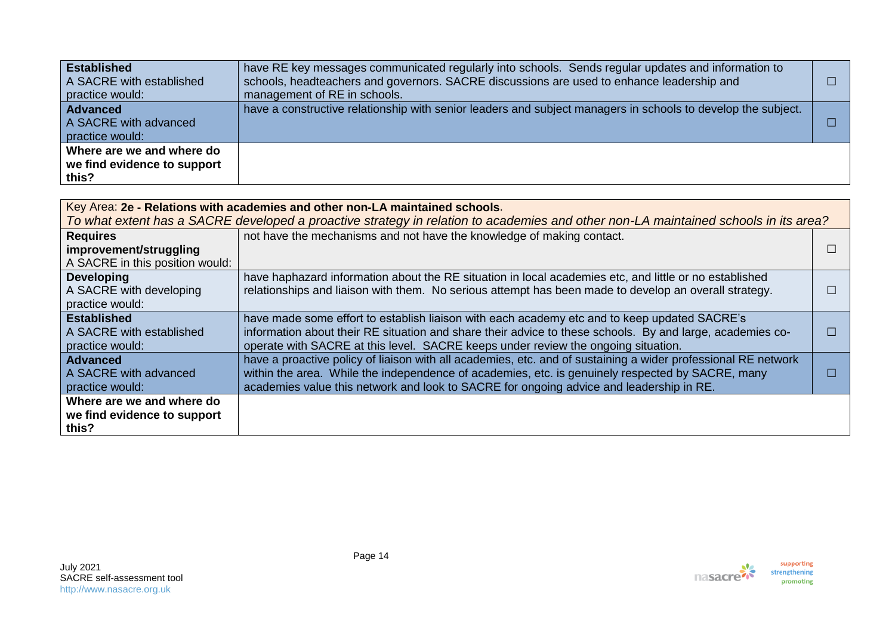| | | |
|---|---|---|
| **Established**<br>A SACRE with established practice would: | have RE key messages communicated regularly into schools. Sends regular updates and information to schools, headteachers and governors. SACRE discussions are used to enhance leadership and management of RE in schools. | ☐ |
| **Advanced**<br>A SACRE with advanced practice would: | have a constructive relationship with senior leaders and subject managers in schools to develop the subject. | ☐ |
| **Where are we and where do we find evidence to support this?** | | |

Key Area: **2e - Relations with academies and other non-LA maintained schools**.

*To what extent has a SACRE developed a proactive strategy in relation to academies and other non-LA maintained schools in its area?*

| | | |
|---|---|---|
| **Requires improvement/struggling**<br>A SACRE in this position would: | not have the mechanisms and not have the knowledge of making contact. | ☐ |
| **Developing**<br>A SACRE with developing practice would: | have haphazard information about the RE situation in local academies etc, and little or no established relationships and liaison with them. No serious attempt has been made to develop an overall strategy. | ☐ |
| **Established**<br>A SACRE with established practice would: | have made some effort to establish liaison with each academy etc and to keep updated SACRE's information about their RE situation and share their advice to these schools. By and large, academies co-operate with SACRE at this level. SACRE keeps under review the ongoing situation. | ☐ |
| **Advanced**<br>A SACRE with advanced practice would: | have a proactive policy of liaison with all academies, etc. and of sustaining a wider professional RE network within the area. While the independence of academies, etc. is genuinely respected by SACRE, many academies value this network and look to SACRE for ongoing advice and leadership in RE. | ☐ |
| **Where are we and where do we find evidence to support this?** | | |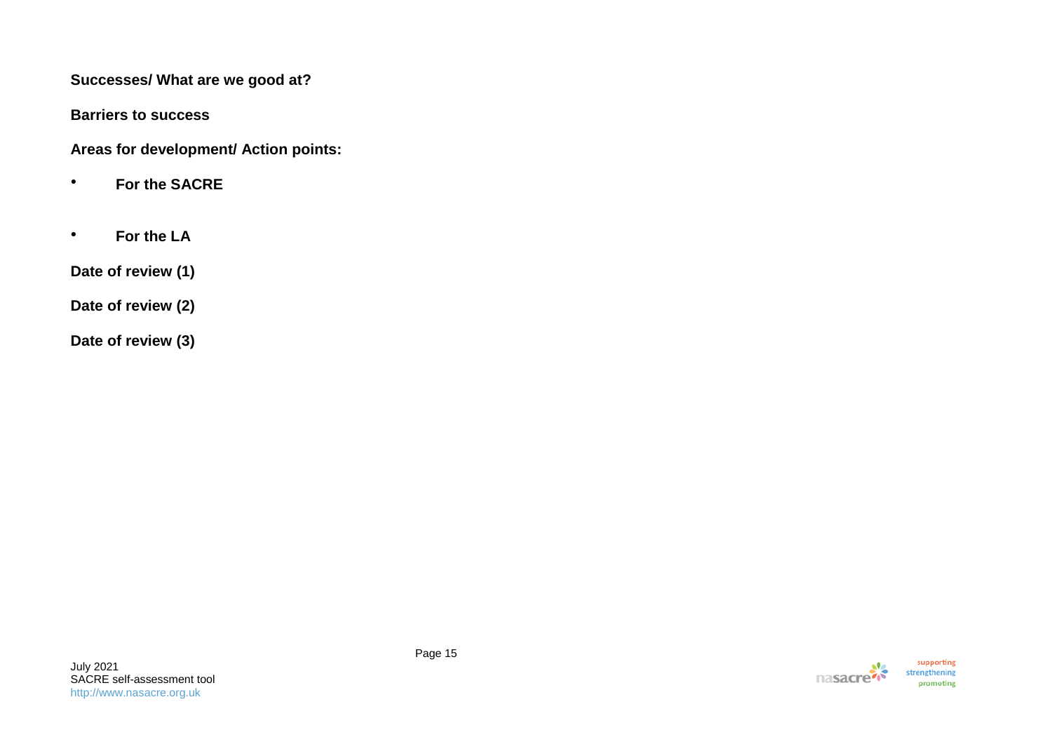**Successes/ What are we good at?**

**Barriers to success**

**Areas for development/ Action points:**

- **For the SACRE**

- **For the LA**

**Date of review (1)**

**Date of review (2)**

**Date of review (3)**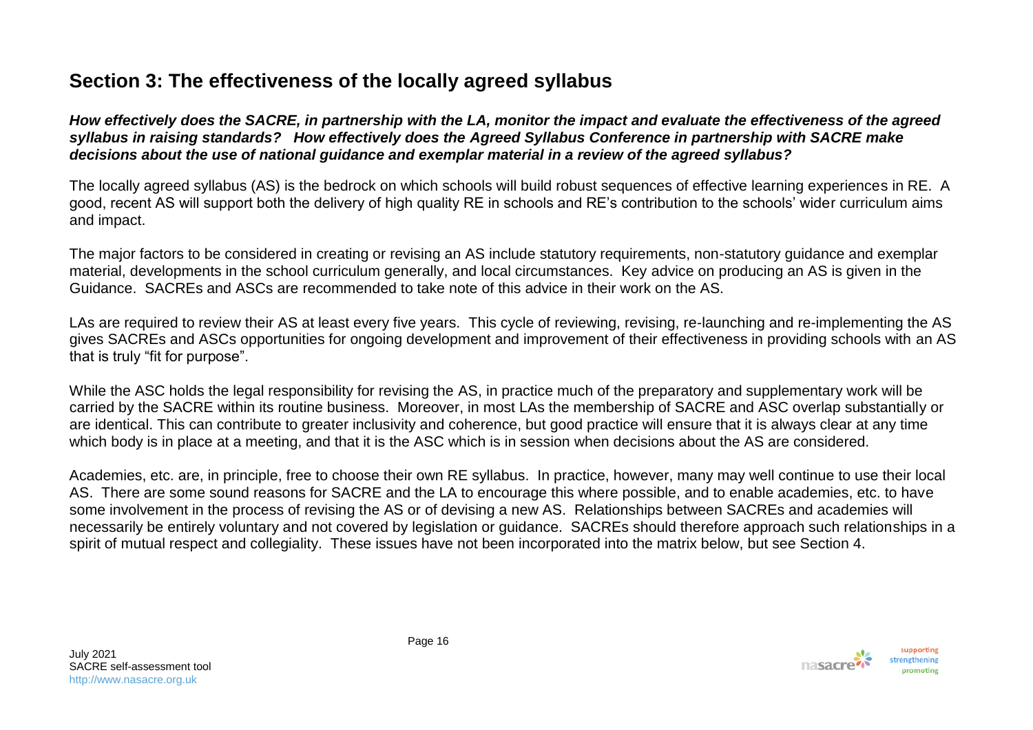## Section 3: The effectiveness of the locally agreed syllabus

***How effectively does the SACRE, in partnership with the LA, monitor the impact and evaluate the effectiveness of the agreed syllabus in raising standards? How effectively does the Agreed Syllabus Conference in partnership with SACRE make decisions about the use of national guidance and exemplar material in a review of the agreed syllabus?***

The locally agreed syllabus (AS) is the bedrock on which schools will build robust sequences of effective learning experiences in RE. A good, recent AS will support both the delivery of high quality RE in schools and RE's contribution to the schools' wider curriculum aims and impact.

The major factors to be considered in creating or revising an AS include statutory requirements, non-statutory guidance and exemplar material, developments in the school curriculum generally, and local circumstances. Key advice on producing an AS is given in the Guidance. SACREs and ASCs are recommended to take note of this advice in their work on the AS.

LAs are required to review their AS at least every five years. This cycle of reviewing, revising, re-launching and re-implementing the AS gives SACREs and ASCs opportunities for ongoing development and improvement of their effectiveness in providing schools with an AS that is truly "fit for purpose".

While the ASC holds the legal responsibility for revising the AS, in practice much of the preparatory and supplementary work will be carried by the SACRE within its routine business. Moreover, in most LAs the membership of SACRE and ASC overlap substantially or are identical. This can contribute to greater inclusivity and coherence, but good practice will ensure that it is always clear at any time which body is in place at a meeting, and that it is the ASC which is in session when decisions about the AS are considered.

Academies, etc. are, in principle, free to choose their own RE syllabus. In practice, however, many may well continue to use their local AS. There are some sound reasons for SACRE and the LA to encourage this where possible, and to enable academies, etc. to have some involvement in the process of revising the AS or of devising a new AS. Relationships between SACREs and academies will necessarily be entirely voluntary and not covered by legislation or guidance. SACREs should therefore approach such relationships in a spirit of mutual respect and collegiality. These issues have not been incorporated into the matrix below, but see Section 4.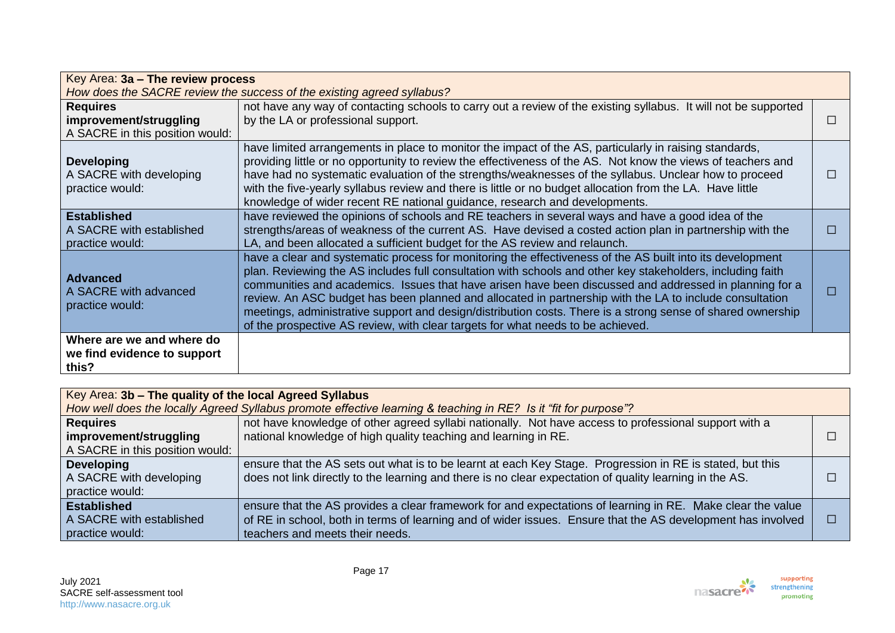| Key Area: **3a – The review process** *How does the SACRE review the success of the existing agreed syllabus?* | | |
|---|---|---|
| **Requires improvement/struggling** A SACRE in this position would: | not have any way of contacting schools to carry out a review of the existing syllabus. It will not be supported by the LA or professional support. | ☐ |
| **Developing** A SACRE with developing practice would: | have limited arrangements in place to monitor the impact of the AS, particularly in raising standards, providing little or no opportunity to review the effectiveness of the AS. Not know the views of teachers and have had no systematic evaluation of the strengths/weaknesses of the syllabus. Unclear how to proceed with the five-yearly syllabus review and there is little or no budget allocation from the LA. Have little knowledge of wider recent RE national guidance, research and developments. | ☐ |
| **Established** A SACRE with established practice would: | have reviewed the opinions of schools and RE teachers in several ways and have a good idea of the strengths/areas of weakness of the current AS. Have devised a costed action plan in partnership with the LA, and been allocated a sufficient budget for the AS review and relaunch. | ☐ |
| **Advanced** A SACRE with advanced practice would: | have a clear and systematic process for monitoring the effectiveness of the AS built into its development plan. Reviewing the AS includes full consultation with schools and other key stakeholders, including faith communities and academics. Issues that have arisen have been discussed and addressed in planning for a review. An ASC budget has been planned and allocated in partnership with the LA to include consultation meetings, administrative support and design/distribution costs. There is a strong sense of shared ownership of the prospective AS review, with clear targets for what needs to be achieved. | ☐ |
| **Where are we and where do we find evidence to support this?** | | |

| Key Area: **3b – The quality of the local Agreed Syllabus** *How well does the locally Agreed Syllabus promote effective learning & teaching in RE? Is it "fit for purpose"?* | | |
|---|---|---|
| **Requires improvement/struggling** A SACRE in this position would: | not have knowledge of other agreed syllabi nationally. Not have access to professional support with a national knowledge of high quality teaching and learning in RE. | ☐ |
| **Developing** A SACRE with developing practice would: | ensure that the AS sets out what is to be learnt at each Key Stage. Progression in RE is stated, but this does not link directly to the learning and there is no clear expectation of quality learning in the AS. | ☐ |
| **Established** A SACRE with established practice would: | ensure that the AS provides a clear framework for and expectations of learning in RE. Make clear the value of RE in school, both in terms of learning and of wider issues. Ensure that the AS development has involved teachers and meets their needs. | ☐ |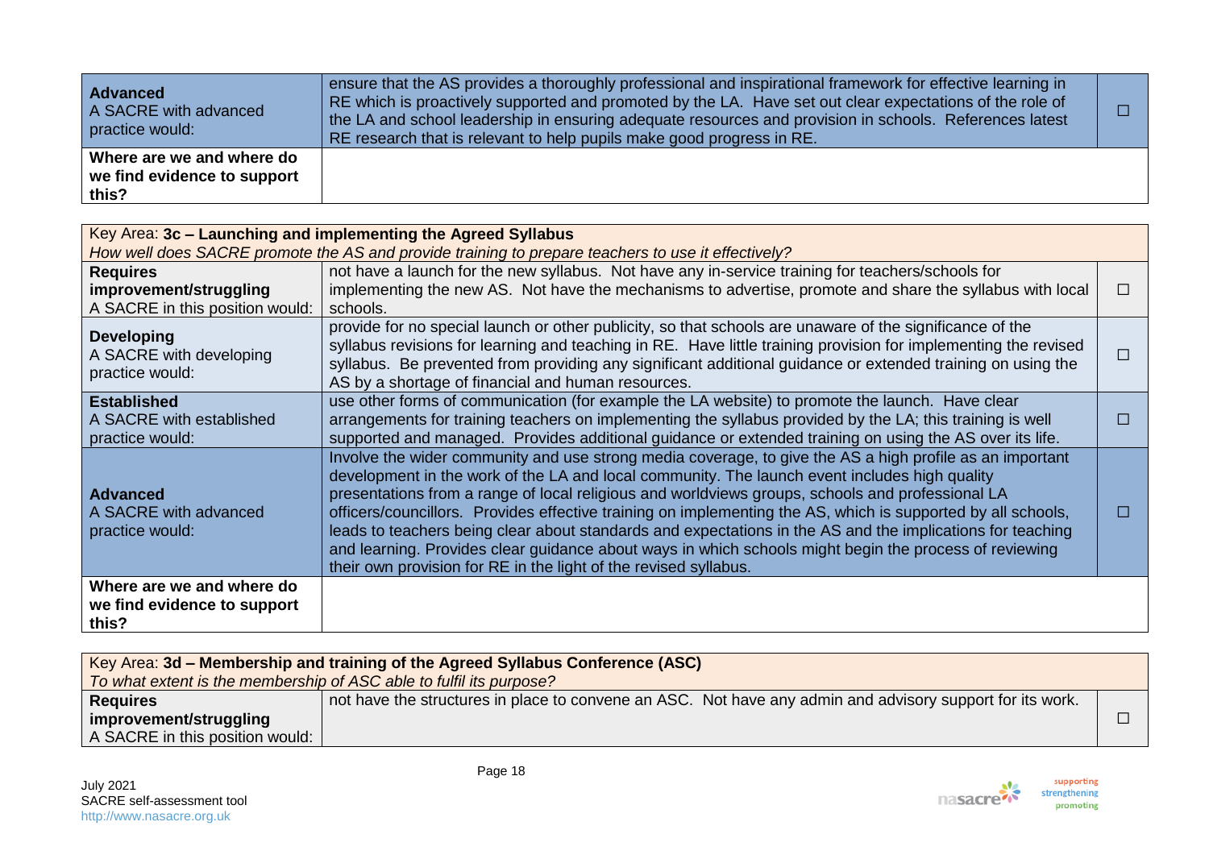| | | |
|---|---|---|
| **Advanced**<br>A SACRE with advanced practice would: | ensure that the AS provides a thoroughly professional and inspirational framework for effective learning in RE which is proactively supported and promoted by the LA. Have set out clear expectations of the role of the LA and school leadership in ensuring adequate resources and provision in schools. References latest RE research that is relevant to help pupils make good progress in RE. | ☐ |
| **Where are we and where do we find evidence to support this?** | | |

| Key Area: **3c – Launching and implementing the Agreed Syllabus**<br>*How well does SACRE promote the AS and provide training to prepare teachers to use it effectively?* | | |
|---|---|---|
| **Requires improvement/struggling**<br>A SACRE in this position would: | not have a launch for the new syllabus. Not have any in-service training for teachers/schools for implementing the new AS. Not have the mechanisms to advertise, promote and share the syllabus with local schools. | ☐ |
| **Developing**<br>A SACRE with developing practice would: | provide for no special launch or other publicity, so that schools are unaware of the significance of the syllabus revisions for learning and teaching in RE. Have little training provision for implementing the revised syllabus. Be prevented from providing any significant additional guidance or extended training on using the AS by a shortage of financial and human resources. | ☐ |
| **Established**<br>A SACRE with established practice would: | use other forms of communication (for example the LA website) to promote the launch. Have clear arrangements for training teachers on implementing the syllabus provided by the LA; this training is well supported and managed. Provides additional guidance or extended training on using the AS over its life. | ☐ |
| **Advanced**<br>A SACRE with advanced practice would: | Involve the wider community and use strong media coverage, to give the AS a high profile as an important development in the work of the LA and local community. The launch event includes high quality presentations from a range of local religious and worldviews groups, schools and professional LA officers/councillors. Provides effective training on implementing the AS, which is supported by all schools, leads to teachers being clear about standards and expectations in the AS and the implications for teaching and learning. Provides clear guidance about ways in which schools might begin the process of reviewing their own provision for RE in the light of the revised syllabus. | ☐ |
| **Where are we and where do we find evidence to support this?** | | |

| Key Area: **3d – Membership and training of the Agreed Syllabus Conference (ASC)**<br>*To what extent is the membership of ASC able to fulfil its purpose?* | | |
|---|---|---|
| **Requires improvement/struggling**<br>A SACRE in this position would: | not have the structures in place to convene an ASC. Not have any admin and advisory support for its work. | ☐ |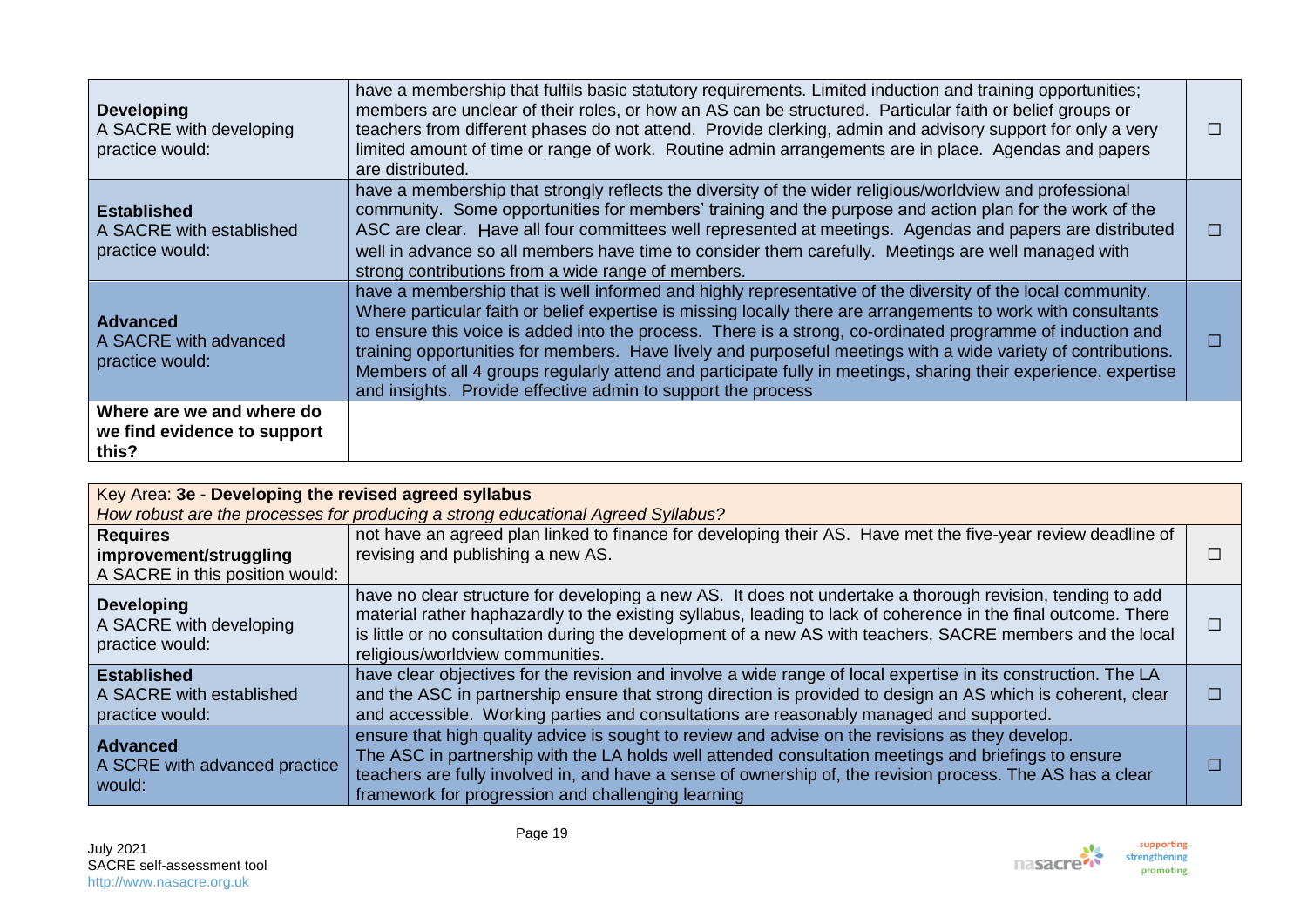| | | |
|---|---|---|
| **Developing**<br>A SACRE with developing practice would: | have a membership that fulfils basic statutory requirements. Limited induction and training opportunities; members are unclear of their roles, or how an AS can be structured. Particular faith or belief groups or teachers from different phases do not attend. Provide clerking, admin and advisory support for only a very limited amount of time or range of work. Routine admin arrangements are in place. Agendas and papers are distributed. | ☐ |
| **Established**<br>A SACRE with established practice would: | have a membership that strongly reflects the diversity of the wider religious/worldview and professional community. Some opportunities for members' training and the purpose and action plan for the work of the ASC are clear. Have all four committees well represented at meetings. Agendas and papers are distributed well in advance so all members have time to consider them carefully. Meetings are well managed with strong contributions from a wide range of members. | ☐ |
| **Advanced**<br>A SACRE with advanced practice would: | have a membership that is well informed and highly representative of the diversity of the local community. Where particular faith or belief expertise is missing locally there are arrangements to work with consultants to ensure this voice is added into the process. There is a strong, co-ordinated programme of induction and training opportunities for members. Have lively and purposeful meetings with a wide variety of contributions. Members of all 4 groups regularly attend and participate fully in meetings, sharing their experience, expertise and insights. Provide effective admin to support the process | ☐ |
| **Where are we and where do we find evidence to support this?** | | |

| Key Area: **3e - Developing the revised agreed syllabus**<br>*How robust are the processes for producing a strong educational Agreed Syllabus?* | | |
|---|---|---|
| **Requires improvement/struggling**<br>A SACRE in this position would: | not have an agreed plan linked to finance for developing their AS. Have met the five-year review deadline of revising and publishing a new AS. | ☐ |
| **Developing**<br>A SACRE with developing practice would: | have no clear structure for developing a new AS. It does not undertake a thorough revision, tending to add material rather haphazardly to the existing syllabus, leading to lack of coherence in the final outcome. There is little or no consultation during the development of a new AS with teachers, SACRE members and the local religious/worldview communities. | ☐ |
| **Established**<br>A SACRE with established practice would: | have clear objectives for the revision and involve a wide range of local expertise in its construction. The LA and the ASC in partnership ensure that strong direction is provided to design an AS which is coherent, clear and accessible. Working parties and consultations are reasonably managed and supported. | ☐ |
| **Advanced**<br>A SCRE with advanced practice would: | ensure that high quality advice is sought to review and advise on the revisions as they develop. The ASC in partnership with the LA holds well attended consultation meetings and briefings to ensure teachers are fully involved in, and have a sense of ownership of, the revision process. The AS has a clear framework for progression and challenging learning | ☐ |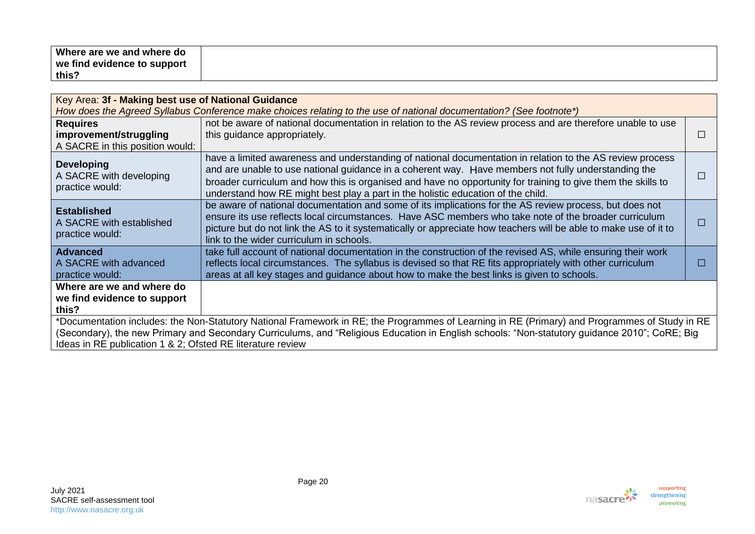| | |
|---|---|
| **Where are we and where do we find evidence to support this?** | |

| Key Area: **3f - Making best use of National Guidance** *How does the Agreed Syllabus Conference make choices relating to the use of national documentation? (See footnote*)* | | |
|---|---|---|
| **Requires improvement/struggling** A SACRE in this position would: | not be aware of national documentation in relation to the AS review process and are therefore unable to use this guidance appropriately. | ☐ |
| **Developing** A SACRE with developing practice would: | have a limited awareness and understanding of national documentation in relation to the AS review process and are unable to use national guidance in a coherent way. Have members not fully understanding the broader curriculum and how this is organised and have no opportunity for training to give them the skills to understand how RE might best play a part in the holistic education of the child. | ☐ |
| **Established** A SACRE with established practice would: | be aware of national documentation and some of its implications for the AS review process, but does not ensure its use reflects local circumstances. Have ASC members who take note of the broader curriculum picture but do not link the AS to it systematically or appreciate how teachers will be able to make use of it to link to the wider curriculum in schools. | ☐ |
| **Advanced** A SACRE with advanced practice would: | take full account of national documentation in the construction of the revised AS, while ensuring their work reflects local circumstances. The syllabus is devised so that RE fits appropriately with other curriculum areas at all key stages and guidance about how to make the best links is given to schools. | ☐ |
| **Where are we and where do we find evidence to support this?** | | |
| *Documentation includes: the Non-Statutory National Framework in RE; the Programmes of Learning in RE (Primary) and Programmes of Study in RE (Secondary), the new Primary and Secondary Curriculums, and "Religious Education in English schools: "Non-statutory guidance 2010"; CoRE; Big Ideas in RE publication 1 & 2; Ofsted RE literature review | | |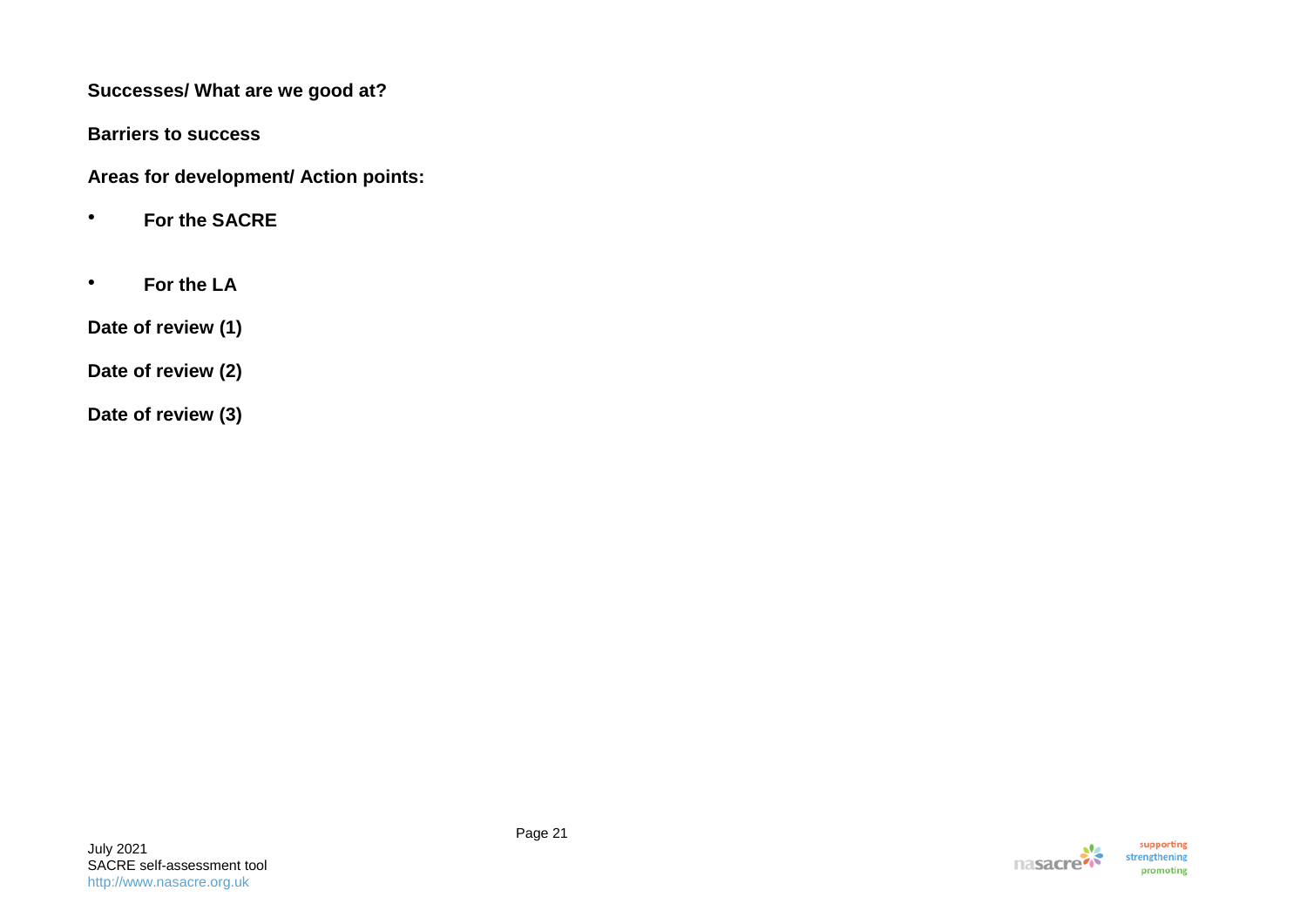**Successes/ What are we good at?**

**Barriers to success**

**Areas for development/ Action points:**

- **For the SACRE**

- **For the LA**

**Date of review (1)**

**Date of review (2)**

**Date of review (3)**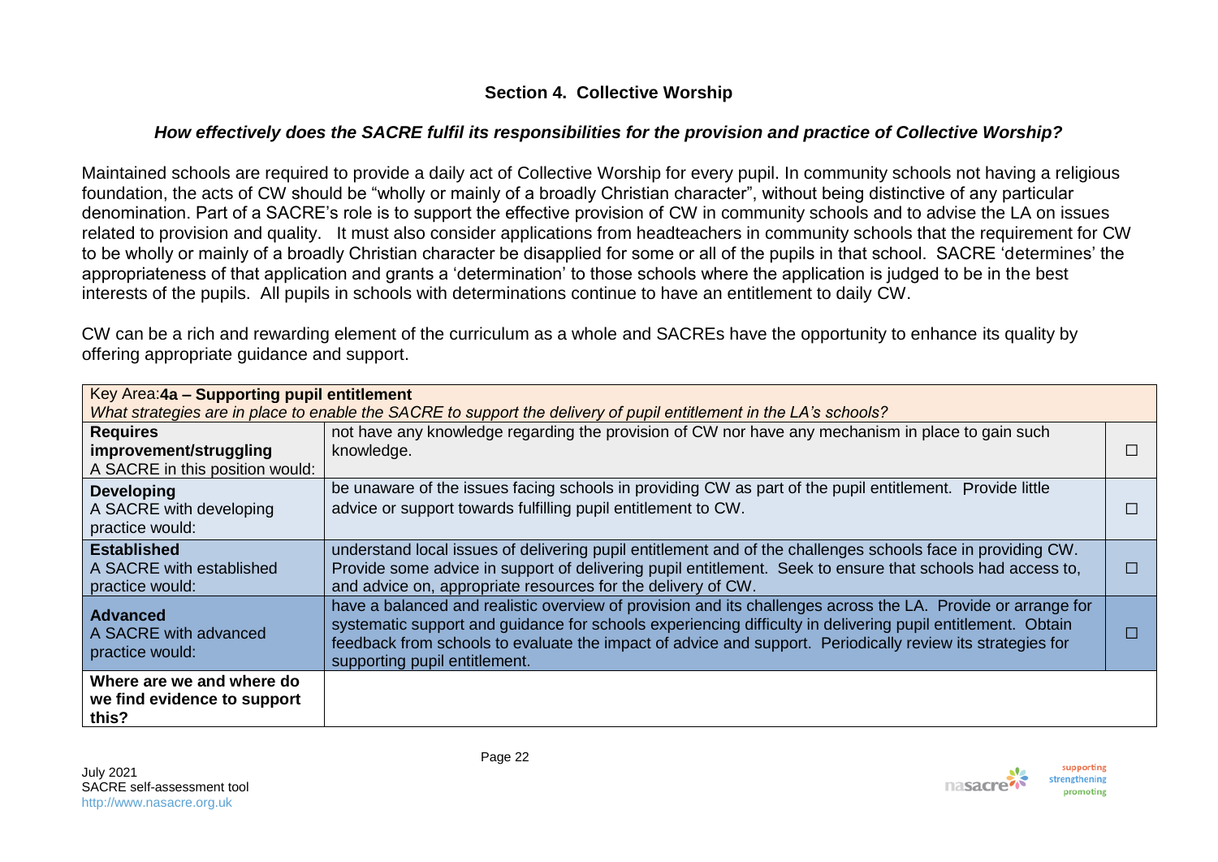## Section 4. Collective Worship

### *How effectively does the SACRE fulfil its responsibilities for the provision and practice of Collective Worship?*

Maintained schools are required to provide a daily act of Collective Worship for every pupil. In community schools not having a religious foundation, the acts of CW should be "wholly or mainly of a broadly Christian character", without being distinctive of any particular denomination. Part of a SACRE's role is to support the effective provision of CW in community schools and to advise the LA on issues related to provision and quality. It must also consider applications from headteachers in community schools that the requirement for CW to be wholly or mainly of a broadly Christian character be disapplied for some or all of the pupils in that school. SACRE 'determines' the appropriateness of that application and grants a 'determination' to those schools where the application is judged to be in the best interests of the pupils. All pupils in schools with determinations continue to have an entitlement to daily CW.

CW can be a rich and rewarding element of the curriculum as a whole and SACREs have the opportunity to enhance its quality by offering appropriate guidance and support.

| Key Area: **4a – Supporting pupil entitlement**<br>*What strategies are in place to enable the SACRE to support the delivery of pupil entitlement in the LA's schools?* | | |
|---|---|---|
| **Requires improvement/struggling**<br>A SACRE in this position would: | not have any knowledge regarding the provision of CW nor have any mechanism in place to gain such knowledge. | ☐ |
| **Developing**<br>A SACRE with developing practice would: | be unaware of the issues facing schools in providing CW as part of the pupil entitlement. Provide little advice or support towards fulfilling pupil entitlement to CW. | ☐ |
| **Established**<br>A SACRE with established practice would: | understand local issues of delivering pupil entitlement and of the challenges schools face in providing CW. Provide some advice in support of delivering pupil entitlement. Seek to ensure that schools had access to, and advice on, appropriate resources for the delivery of CW. | ☐ |
| **Advanced**<br>A SACRE with advanced practice would: | have a balanced and realistic overview of provision and its challenges across the LA. Provide or arrange for systematic support and guidance for schools experiencing difficulty in delivering pupil entitlement. Obtain feedback from schools to evaluate the impact of advice and support. Periodically review its strategies for supporting pupil entitlement. | ☐ |
| **Where are we and where do we find evidence to support this?** | | |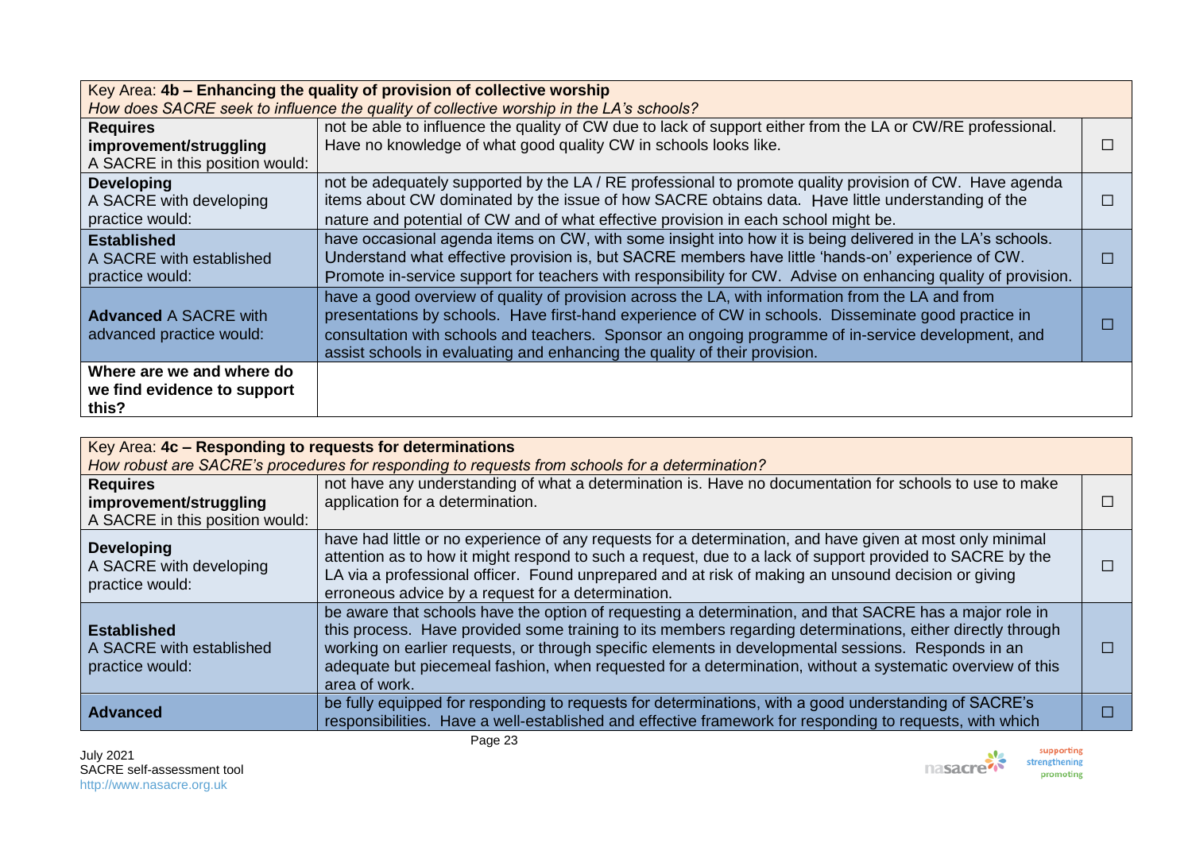| Key Area: **4b – Enhancing the quality of provision of collective worship**<br>*How does SACRE seek to influence the quality of collective worship in the LA's schools?* | | |
|---|---|---|
| **Requires improvement/struggling**<br>A SACRE in this position would: | not be able to influence the quality of CW due to lack of support either from the LA or CW/RE professional. Have no knowledge of what good quality CW in schools looks like. | ☐ |
| **Developing**<br>A SACRE with developing practice would: | not be adequately supported by the LA / RE professional to promote quality provision of CW. Have agenda items about CW dominated by the issue of how SACRE obtains data. Have little understanding of the nature and potential of CW and of what effective provision in each school might be. | ☐ |
| **Established**<br>A SACRE with established practice would: | have occasional agenda items on CW, with some insight into how it is being delivered in the LA's schools. Understand what effective provision is, but SACRE members have little 'hands-on' experience of CW. Promote in-service support for teachers with responsibility for CW. Advise on enhancing quality of provision. | ☐ |
| **Advanced** A SACRE with advanced practice would: | have a good overview of quality of provision across the LA, with information from the LA and from presentations by schools. Have first-hand experience of CW in schools. Disseminate good practice in consultation with schools and teachers. Sponsor an ongoing programme of in-service development, and assist schools in evaluating and enhancing the quality of their provision. | ☐ |
| **Where are we and where do we find evidence to support this?** | | |

| Key Area: **4c – Responding to requests for determinations**<br>*How robust are SACRE's procedures for responding to requests from schools for a determination?* | | |
|---|---|---|
| **Requires improvement/struggling**<br>A SACRE in this position would: | not have any understanding of what a determination is. Have no documentation for schools to use to make application for a determination. | ☐ |
| **Developing**<br>A SACRE with developing practice would: | have had little or no experience of any requests for a determination, and have given at most only minimal attention as to how it might respond to such a request, due to a lack of support provided to SACRE by the LA via a professional officer. Found unprepared and at risk of making an unsound decision or giving erroneous advice by a request for a determination. | ☐ |
| **Established**<br>A SACRE with established practice would: | be aware that schools have the option of requesting a determination, and that SACRE has a major role in this process. Have provided some training to its members regarding determinations, either directly through working on earlier requests, or through specific elements in developmental sessions. Responds in an adequate but piecemeal fashion, when requested for a determination, without a systematic overview of this area of work. | ☐ |
| **Advanced** | be fully equipped for responding to requests for determinations, with a good understanding of SACRE's responsibilities. Have a well-established and effective framework for responding to requests, with which | ☐ |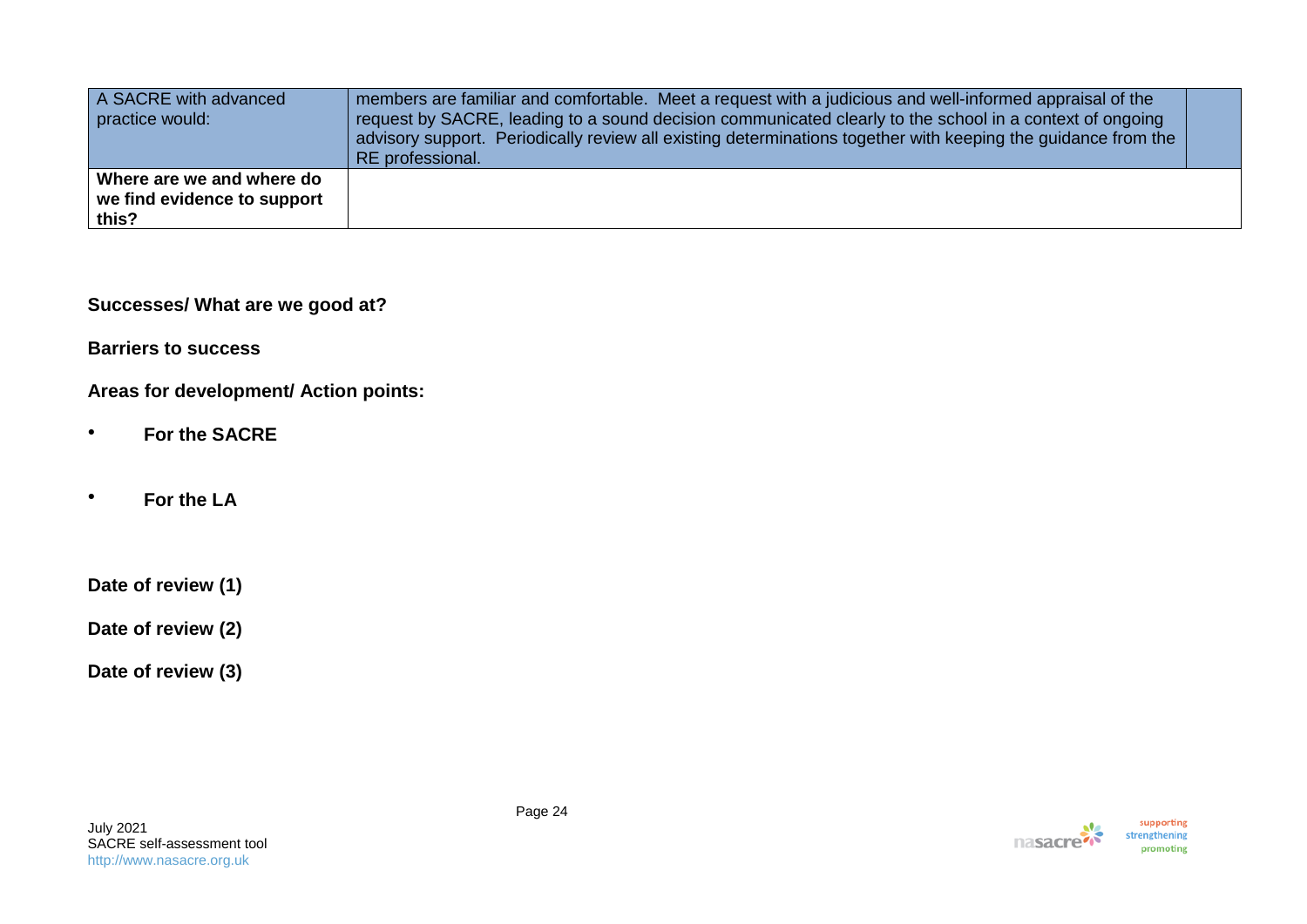| | | |
|---|---|---|
| A SACRE with advanced practice would: | members are familiar and comfortable. Meet a request with a judicious and well-informed appraisal of the request by SACRE, leading to a sound decision communicated clearly to the school in a context of ongoing advisory support. Periodically review all existing determinations together with keeping the guidance from the RE professional. | |
| **Where are we and where do we find evidence to support this?** | | |

**Successes/ What are we good at?**

**Barriers to success**

**Areas for development/ Action points:**

- **For the SACRE**

- **For the LA**

**Date of review (1)**

**Date of review (2)**

**Date of review (3)**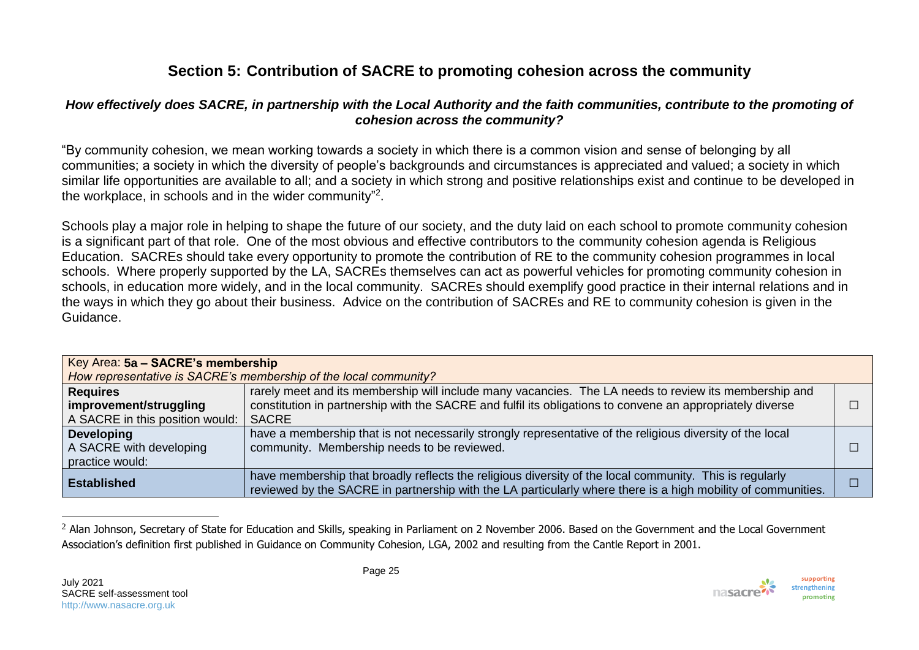## Section 5: Contribution of SACRE to promoting cohesion across the community

***How effectively does SACRE, in partnership with the Local Authority and the faith communities, contribute to the promoting of cohesion across the community?***

"By community cohesion, we mean working towards a society in which there is a common vision and sense of belonging by all communities; a society in which the diversity of people's backgrounds and circumstances is appreciated and valued; a society in which similar life opportunities are available to all; and a society in which strong and positive relationships exist and continue to be developed in the workplace, in schools and in the wider community"[2].

Schools play a major role in helping to shape the future of our society, and the duty laid on each school to promote community cohesion is a significant part of that role. One of the most obvious and effective contributors to the community cohesion agenda is Religious Education. SACREs should take every opportunity to promote the contribution of RE to the community cohesion programmes in local schools. Where properly supported by the LA, SACREs themselves can act as powerful vehicles for promoting community cohesion in schools, in education more widely, and in the local community. SACREs should exemplify good practice in their internal relations and in the ways in which they go about their business. Advice on the contribution of SACREs and RE to community cohesion is given in the Guidance.

| Key Area: **5a – SACRE's membership**<br>*How representative is SACRE's membership of the local community?* | | |
|---|---|---|
| **Requires improvement/struggling**<br>A SACRE in this position would: | rarely meet and its membership will include many vacancies. The LA needs to review its membership and constitution in partnership with the SACRE and fulfil its obligations to convene an appropriately diverse SACRE | ☐ |
| **Developing**<br>A SACRE with developing practice would: | have a membership that is not necessarily strongly representative of the religious diversity of the local community. Membership needs to be reviewed. | ☐ |
| **Established** | have membership that broadly reflects the religious diversity of the local community. This is regularly reviewed by the SACRE in partnership with the LA particularly where there is a high mobility of communities. | ☐ |

[2] Alan Johnson, Secretary of State for Education and Skills, speaking in Parliament on 2 November 2006. Based on the Government and the Local Government Association's definition first published in Guidance on Community Cohesion, LGA, 2002 and resulting from the Cantle Report in 2001.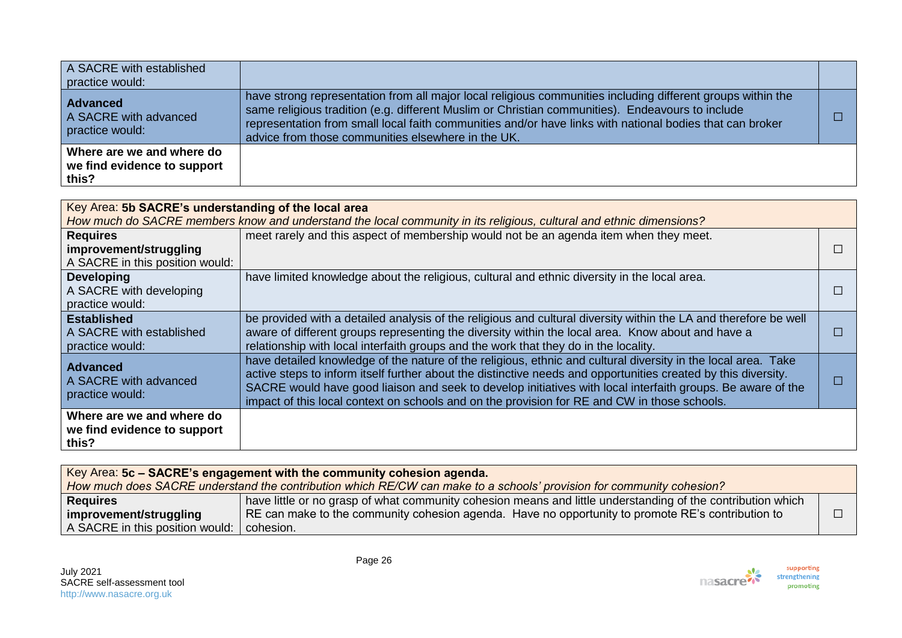| | | |
|---|---|---|
| A SACRE with established practice would: | | |
| **Advanced** A SACRE with advanced practice would: | have strong representation from all major local religious communities including different groups within the same religious tradition (e.g. different Muslim or Christian communities). Endeavours to include representation from small local faith communities and/or have links with national bodies that can broker advice from those communities elsewhere in the UK. | ☐ |
| **Where are we and where do we find evidence to support this?** | | |

| Key Area: **5b SACRE's understanding of the local area** *How much do SACRE members know and understand the local community in its religious, cultural and ethnic dimensions?* | | |
|---|---|---|
| **Requires improvement/struggling** A SACRE in this position would: | meet rarely and this aspect of membership would not be an agenda item when they meet. | ☐ |
| **Developing** A SACRE with developing practice would: | have limited knowledge about the religious, cultural and ethnic diversity in the local area. | ☐ |
| **Established** A SACRE with established practice would: | be provided with a detailed analysis of the religious and cultural diversity within the LA and therefore be well aware of different groups representing the diversity within the local area. Know about and have a relationship with local interfaith groups and the work that they do in the locality. | ☐ |
| **Advanced** A SACRE with advanced practice would: | have detailed knowledge of the nature of the religious, ethnic and cultural diversity in the local area. Take active steps to inform itself further about the distinctive needs and opportunities created by this diversity. SACRE would have good liaison and seek to develop initiatives with local interfaith groups. Be aware of the impact of this local context on schools and on the provision for RE and CW in those schools. | ☐ |
| **Where are we and where do we find evidence to support this?** | | |

| Key Area: **5c – SACRE's engagement with the community cohesion agenda.** *How much does SACRE understand the contribution which RE/CW can make to a schools' provision for community cohesion?* | | |
|---|---|---|
| **Requires improvement/struggling** A SACRE in this position would: | have little or no grasp of what community cohesion means and little understanding of the contribution which RE can make to the community cohesion agenda. Have no opportunity to promote RE's contribution to cohesion. | ☐ |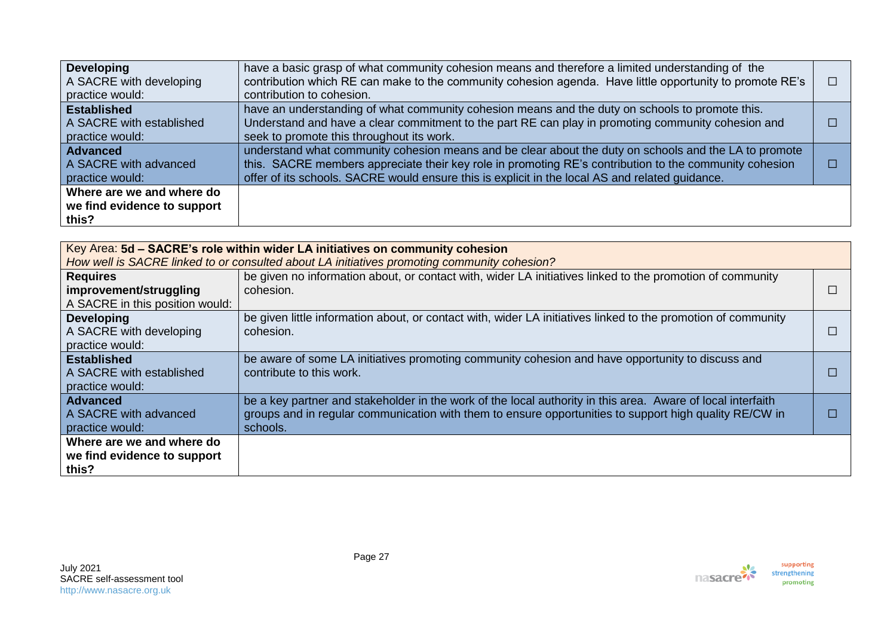| | | |
|---|---|---|
| **Developing**<br>A SACRE with developing practice would: | have a basic grasp of what community cohesion means and therefore a limited understanding of the contribution which RE can make to the community cohesion agenda. Have little opportunity to promote RE's contribution to cohesion. | ☐ |
| **Established**<br>A SACRE with established practice would: | have an understanding of what community cohesion means and the duty on schools to promote this. Understand and have a clear commitment to the part RE can play in promoting community cohesion and seek to promote this throughout its work. | ☐ |
| **Advanced**<br>A SACRE with advanced practice would: | understand what community cohesion means and be clear about the duty on schools and the LA to promote this. SACRE members appreciate their key role in promoting RE's contribution to the community cohesion offer of its schools. SACRE would ensure this is explicit in the local AS and related guidance. | ☐ |
| **Where are we and where do we find evidence to support this?** | | |

| Key Area: **5d – SACRE's role within wider LA initiatives on community cohesion**<br>*How well is SACRE linked to or consulted about LA initiatives promoting community cohesion?* | | |
|---|---|---|
| **Requires improvement/struggling**<br>A SACRE in this position would: | be given no information about, or contact with, wider LA initiatives linked to the promotion of community cohesion. | ☐ |
| **Developing**<br>A SACRE with developing practice would: | be given little information about, or contact with, wider LA initiatives linked to the promotion of community cohesion. | ☐ |
| **Established**<br>A SACRE with established practice would: | be aware of some LA initiatives promoting community cohesion and have opportunity to discuss and contribute to this work. | ☐ |
| **Advanced**<br>A SACRE with advanced practice would: | be a key partner and stakeholder in the work of the local authority in this area. Aware of local interfaith groups and in regular communication with them to ensure opportunities to support high quality RE/CW in schools. | ☐ |
| **Where are we and where do we find evidence to support this?** | | |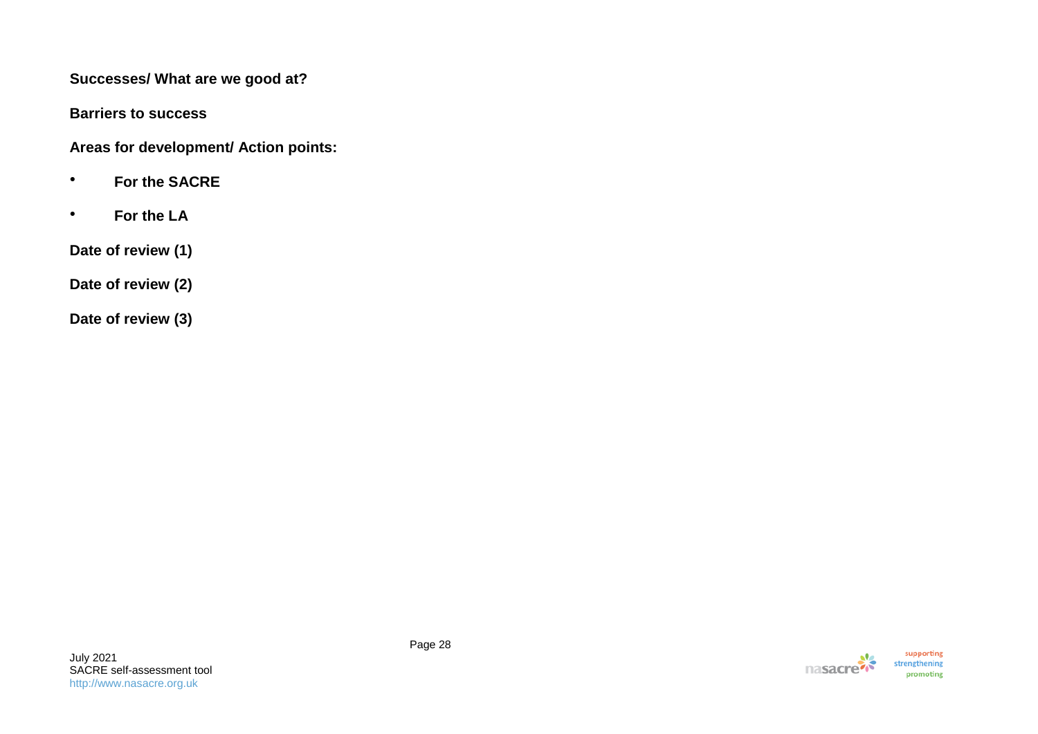**Successes/ What are we good at?**

**Barriers to success**

**Areas for development/ Action points:**

- **For the SACRE**
- **For the LA**

**Date of review (1)**

**Date of review (2)**

**Date of review (3)**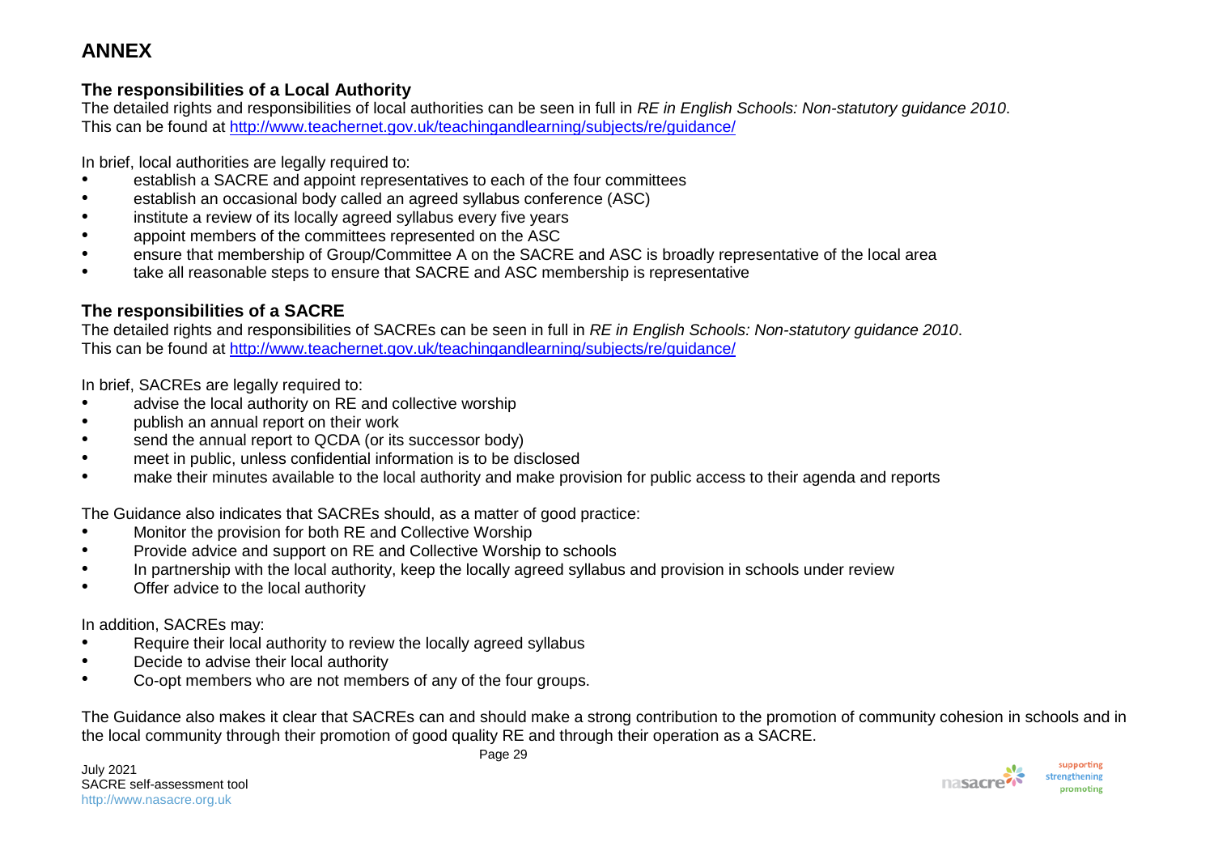# ANNEX

## The responsibilities of a Local Authority

The detailed rights and responsibilities of local authorities can be seen in full in *RE in English Schools: Non-statutory guidance 2010*. This can be found at http://www.teachernet.gov.uk/teachingandlearning/subjects/re/guidance/

In brief, local authorities are legally required to:

- establish a SACRE and appoint representatives to each of the four committees
- establish an occasional body called an agreed syllabus conference (ASC)
- institute a review of its locally agreed syllabus every five years
- appoint members of the committees represented on the ASC
- ensure that membership of Group/Committee A on the SACRE and ASC is broadly representative of the local area
- take all reasonable steps to ensure that SACRE and ASC membership is representative

## The responsibilities of a SACRE

The detailed rights and responsibilities of SACREs can be seen in full in *RE in English Schools: Non-statutory guidance 2010*. This can be found at http://www.teachernet.gov.uk/teachingandlearning/subjects/re/guidance/

In brief, SACREs are legally required to:

- advise the local authority on RE and collective worship
- publish an annual report on their work
- send the annual report to QCDA (or its successor body)
- meet in public, unless confidential information is to be disclosed
- make their minutes available to the local authority and make provision for public access to their agenda and reports

The Guidance also indicates that SACREs should, as a matter of good practice:

- Monitor the provision for both RE and Collective Worship
- Provide advice and support on RE and Collective Worship to schools
- In partnership with the local authority, keep the locally agreed syllabus and provision in schools under review
- Offer advice to the local authority

In addition, SACREs may:

- Require their local authority to review the locally agreed syllabus
- Decide to advise their local authority
- Co-opt members who are not members of any of the four groups.

The Guidance also makes it clear that SACREs can and should make a strong contribution to the promotion of community cohesion in schools and in the local community through their promotion of good quality RE and through their operation as a SACRE.